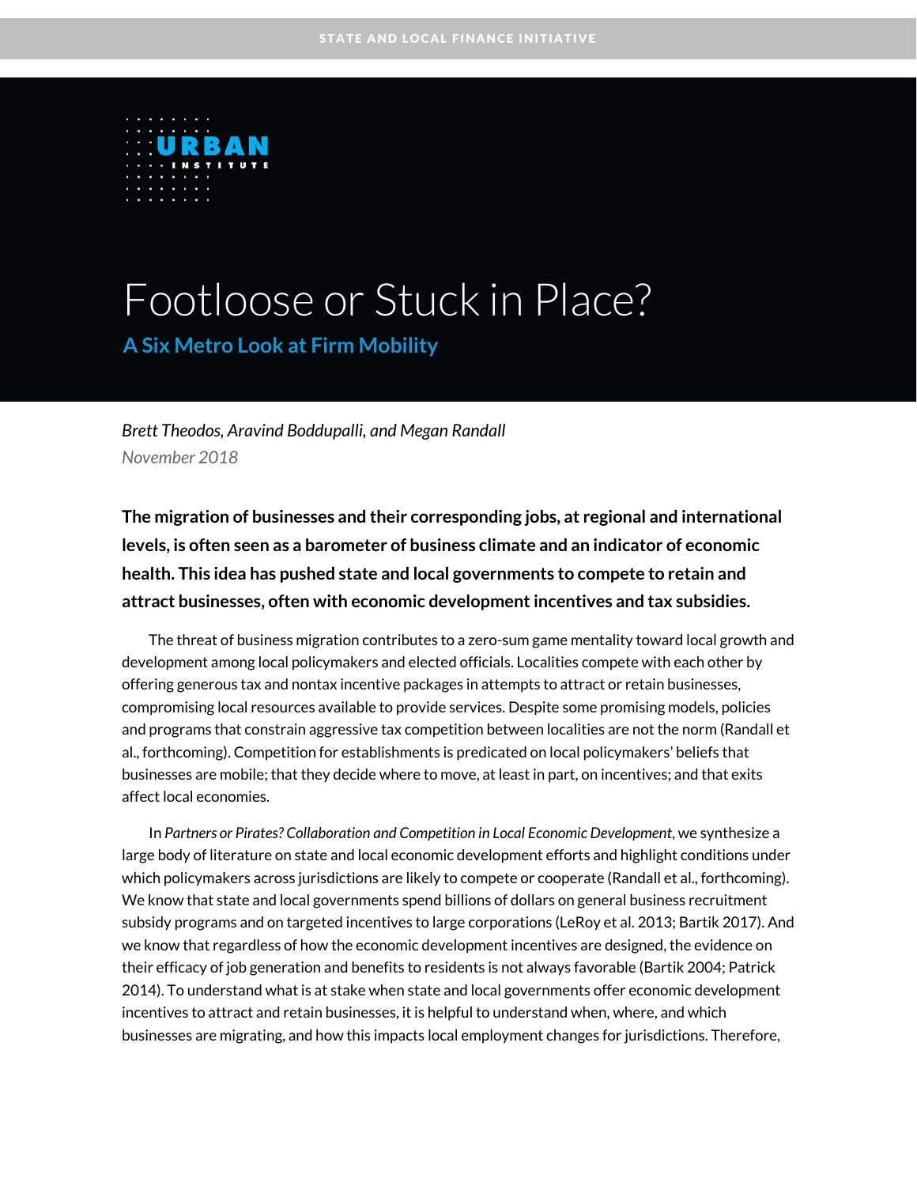STATE AND LOCAL FINANCE INITIATIVE

URBAN INSTITUTE

# Footloose or Stuck in Place?

## A Six Metro Look at Firm Mobility

*Brett Theodos, Aravind Boddupalli, and Megan Randall*

*November 2018*

**The migration of businesses and their corresponding jobs, at regional and international levels, is often seen as a barometer of business climate and an indicator of economic health. This idea has pushed state and local governments to compete to retain and attract businesses, often with economic development incentives and tax subsidies.**

The threat of business migration contributes to a zero-sum game mentality toward local growth and development among local policymakers and elected officials. Localities compete with each other by offering generous tax and nontax incentive packages in attempts to attract or retain businesses, compromising local resources available to provide services. Despite some promising models, policies and programs that constrain aggressive tax competition between localities are not the norm (Randall et al., forthcoming). Competition for establishments is predicated on local policymakers' beliefs that businesses are mobile; that they decide where to move, at least in part, on incentives; and that exits affect local economies.

In *Partners or Pirates? Collaboration and Competition in Local Economic Development*, we synthesize a large body of literature on state and local economic development efforts and highlight conditions under which policymakers across jurisdictions are likely to compete or cooperate (Randall et al., forthcoming). We know that state and local governments spend billions of dollars on general business recruitment subsidy programs and on targeted incentives to large corporations (LeRoy et al. 2013; Bartik 2017). And we know that regardless of how the economic development incentives are designed, the evidence on their efficacy of job generation and benefits to residents is not always favorable (Bartik 2004; Patrick 2014). To understand what is at stake when state and local governments offer economic development incentives to attract and retain businesses, it is helpful to understand when, where, and which businesses are migrating, and how this impacts local employment changes for jurisdictions. Therefore,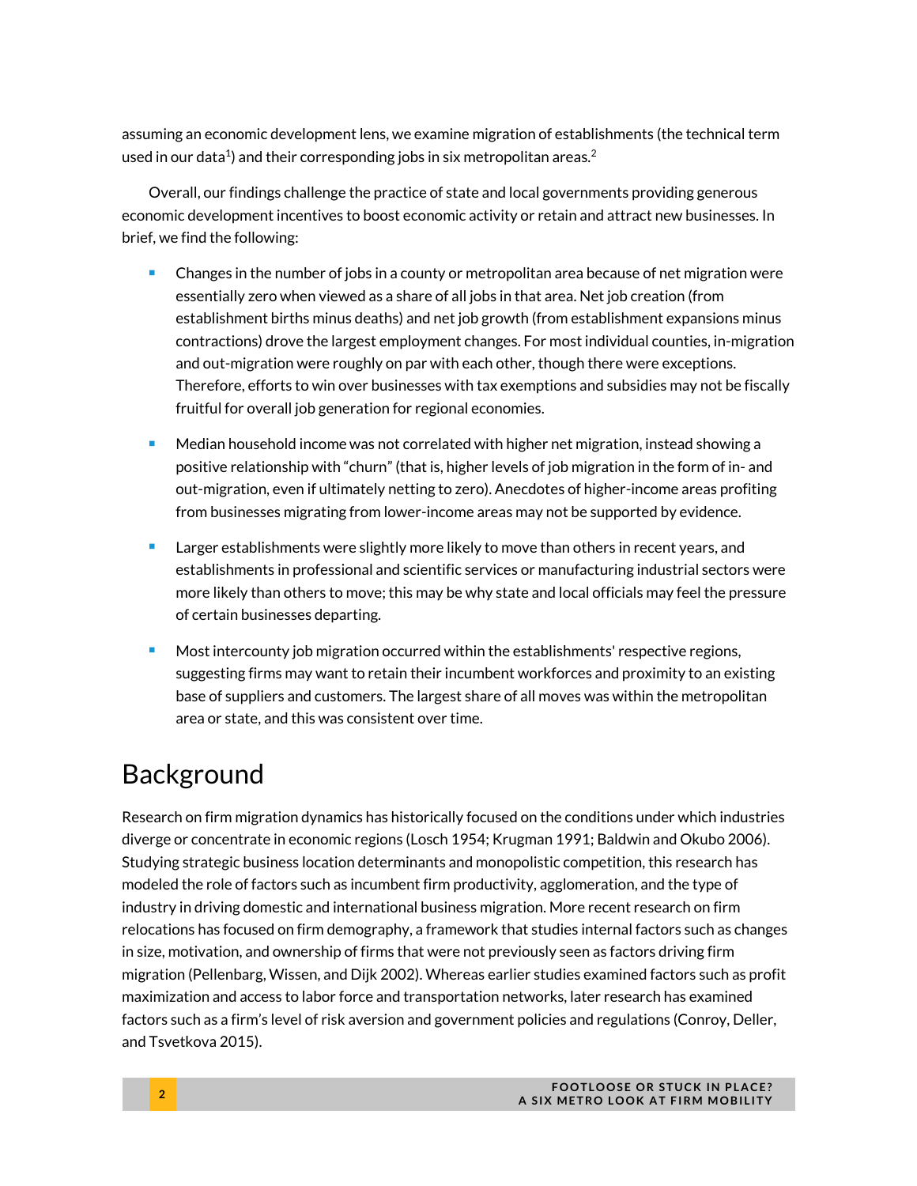assuming an economic development lens, we examine migration of establishments (the technical term used in our data[1]) and their corresponding jobs in six metropolitan areas.[2]

Overall, our findings challenge the practice of state and local governments providing generous economic development incentives to boost economic activity or retain and attract new businesses. In brief, we find the following:

- Changes in the number of jobs in a county or metropolitan area because of net migration were essentially zero when viewed as a share of all jobs in that area. Net job creation (from establishment births minus deaths) and net job growth (from establishment expansions minus contractions) drove the largest employment changes. For most individual counties, in-migration and out-migration were roughly on par with each other, though there were exceptions. Therefore, efforts to win over businesses with tax exemptions and subsidies may not be fiscally fruitful for overall job generation for regional economies.
- Median household income was not correlated with higher net migration, instead showing a positive relationship with "churn" (that is, higher levels of job migration in the form of in- and out-migration, even if ultimately netting to zero). Anecdotes of higher-income areas profiting from businesses migrating from lower-income areas may not be supported by evidence.
- Larger establishments were slightly more likely to move than others in recent years, and establishments in professional and scientific services or manufacturing industrial sectors were more likely than others to move; this may be why state and local officials may feel the pressure of certain businesses departing.
- Most intercounty job migration occurred within the establishments' respective regions, suggesting firms may want to retain their incumbent workforces and proximity to an existing base of suppliers and customers. The largest share of all moves was within the metropolitan area or state, and this was consistent over time.

# Background

Research on firm migration dynamics has historically focused on the conditions under which industries diverge or concentrate in economic regions (Losch 1954; Krugman 1991; Baldwin and Okubo 2006). Studying strategic business location determinants and monopolistic competition, this research has modeled the role of factors such as incumbent firm productivity, agglomeration, and the type of industry in driving domestic and international business migration. More recent research on firm relocations has focused on firm demography, a framework that studies internal factors such as changes in size, motivation, and ownership of firms that were not previously seen as factors driving firm migration (Pellenbarg, Wissen, and Dijk 2002). Whereas earlier studies examined factors such as profit maximization and access to labor force and transportation networks, later research has examined factors such as a firm's level of risk aversion and government policies and regulations (Conroy, Deller, and Tsvetkova 2015).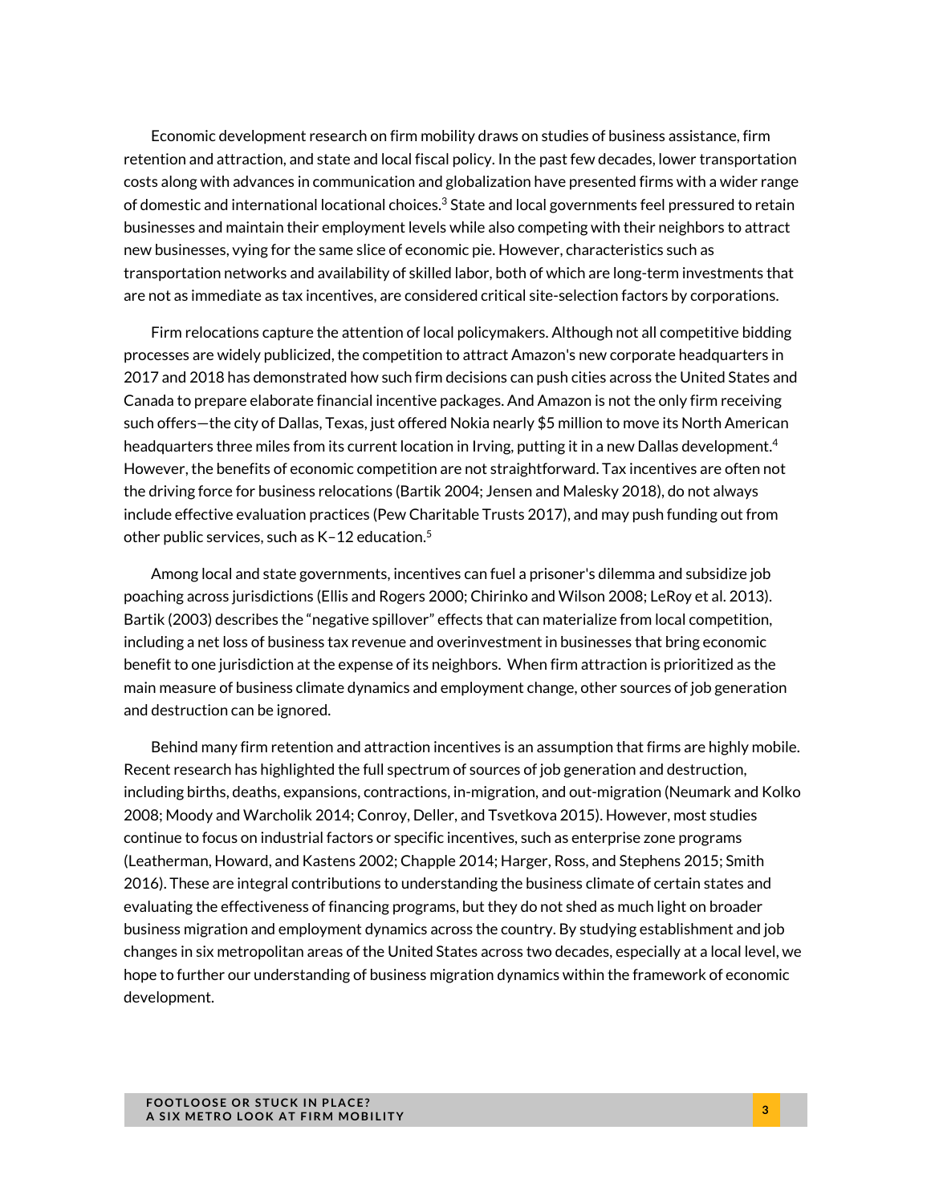Economic development research on firm mobility draws on studies of business assistance, firm retention and attraction, and state and local fiscal policy. In the past few decades, lower transportation costs along with advances in communication and globalization have presented firms with a wider range of domestic and international locational choices.[3] State and local governments feel pressured to retain businesses and maintain their employment levels while also competing with their neighbors to attract new businesses, vying for the same slice of economic pie. However, characteristics such as transportation networks and availability of skilled labor, both of which are long-term investments that are not as immediate as tax incentives, are considered critical site-selection factors by corporations.

Firm relocations capture the attention of local policymakers. Although not all competitive bidding processes are widely publicized, the competition to attract Amazon's new corporate headquarters in 2017 and 2018 has demonstrated how such firm decisions can push cities across the United States and Canada to prepare elaborate financial incentive packages. And Amazon is not the only firm receiving such offers—the city of Dallas, Texas, just offered Nokia nearly $5 million to move its North American headquarters three miles from its current location in Irving, putting it in a new Dallas development.[4] However, the benefits of economic competition are not straightforward. Tax incentives are often not the driving force for business relocations (Bartik 2004; Jensen and Malesky 2018), do not always include effective evaluation practices (Pew Charitable Trusts 2017), and may push funding out from other public services, such as K–12 education.[5]

Among local and state governments, incentives can fuel a prisoner's dilemma and subsidize job poaching across jurisdictions (Ellis and Rogers 2000; Chirinko and Wilson 2008; LeRoy et al. 2013). Bartik (2003) describes the "negative spillover" effects that can materialize from local competition, including a net loss of business tax revenue and overinvestment in businesses that bring economic benefit to one jurisdiction at the expense of its neighbors. When firm attraction is prioritized as the main measure of business climate dynamics and employment change, other sources of job generation and destruction can be ignored.

Behind many firm retention and attraction incentives is an assumption that firms are highly mobile. Recent research has highlighted the full spectrum of sources of job generation and destruction, including births, deaths, expansions, contractions, in-migration, and out-migration (Neumark and Kolko 2008; Moody and Warcholik 2014; Conroy, Deller, and Tsvetkova 2015). However, most studies continue to focus on industrial factors or specific incentives, such as enterprise zone programs (Leatherman, Howard, and Kastens 2002; Chapple 2014; Harger, Ross, and Stephens 2015; Smith 2016). These are integral contributions to understanding the business climate of certain states and evaluating the effectiveness of financing programs, but they do not shed as much light on broader business migration and employment dynamics across the country. By studying establishment and job changes in six metropolitan areas of the United States across two decades, especially at a local level, we hope to further our understanding of business migration dynamics within the framework of economic development.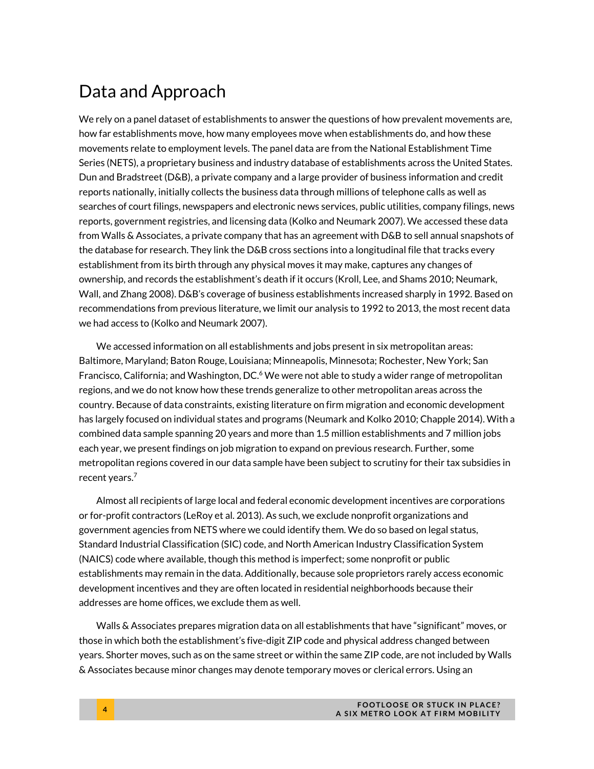## Data and Approach

We rely on a panel dataset of establishments to answer the questions of how prevalent movements are, how far establishments move, how many employees move when establishments do, and how these movements relate to employment levels. The panel data are from the National Establishment Time Series (NETS), a proprietary business and industry database of establishments across the United States. Dun and Bradstreet (D&B), a private company and a large provider of business information and credit reports nationally, initially collects the business data through millions of telephone calls as well as searches of court filings, newspapers and electronic news services, public utilities, company filings, news reports, government registries, and licensing data (Kolko and Neumark 2007). We accessed these data from Walls & Associates, a private company that has an agreement with D&B to sell annual snapshots of the database for research. They link the D&B cross sections into a longitudinal file that tracks every establishment from its birth through any physical moves it may make, captures any changes of ownership, and records the establishment's death if it occurs (Kroll, Lee, and Shams 2010; Neumark, Wall, and Zhang 2008). D&B's coverage of business establishments increased sharply in 1992. Based on recommendations from previous literature, we limit our analysis to 1992 to 2013, the most recent data we had access to (Kolko and Neumark 2007).

We accessed information on all establishments and jobs present in six metropolitan areas: Baltimore, Maryland; Baton Rouge, Louisiana; Minneapolis, Minnesota; Rochester, New York; San Francisco, California; and Washington, DC.[6] We were not able to study a wider range of metropolitan regions, and we do not know how these trends generalize to other metropolitan areas across the country. Because of data constraints, existing literature on firm migration and economic development has largely focused on individual states and programs (Neumark and Kolko 2010; Chapple 2014). With a combined data sample spanning 20 years and more than 1.5 million establishments and 7 million jobs each year, we present findings on job migration to expand on previous research. Further, some metropolitan regions covered in our data sample have been subject to scrutiny for their tax subsidies in recent years.[7]

Almost all recipients of large local and federal economic development incentives are corporations or for-profit contractors (LeRoy et al. 2013). As such, we exclude nonprofit organizations and government agencies from NETS where we could identify them. We do so based on legal status, Standard Industrial Classification (SIC) code, and North American Industry Classification System (NAICS) code where available, though this method is imperfect; some nonprofit or public establishments may remain in the data. Additionally, because sole proprietors rarely access economic development incentives and they are often located in residential neighborhoods because their addresses are home offices, we exclude them as well.

Walls & Associates prepares migration data on all establishments that have "significant" moves, or those in which both the establishment's five-digit ZIP code and physical address changed between years. Shorter moves, such as on the same street or within the same ZIP code, are not included by Walls & Associates because minor changes may denote temporary moves or clerical errors. Using an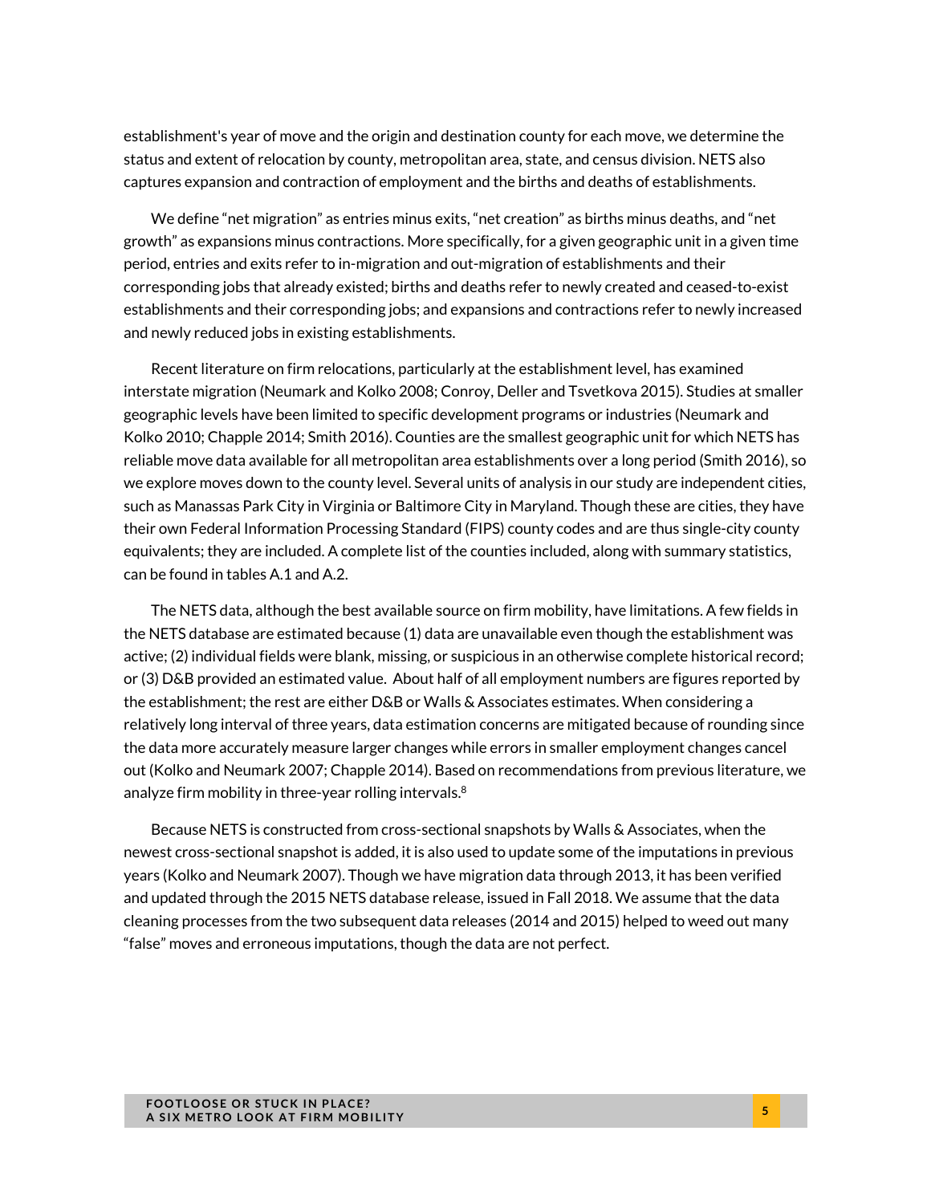establishment's year of move and the origin and destination county for each move, we determine the status and extent of relocation by county, metropolitan area, state, and census division. NETS also captures expansion and contraction of employment and the births and deaths of establishments.

We define "net migration" as entries minus exits, "net creation" as births minus deaths, and "net growth" as expansions minus contractions. More specifically, for a given geographic unit in a given time period, entries and exits refer to in-migration and out-migration of establishments and their corresponding jobs that already existed; births and deaths refer to newly created and ceased-to-exist establishments and their corresponding jobs; and expansions and contractions refer to newly increased and newly reduced jobs in existing establishments.

Recent literature on firm relocations, particularly at the establishment level, has examined interstate migration (Neumark and Kolko 2008; Conroy, Deller and Tsvetkova 2015). Studies at smaller geographic levels have been limited to specific development programs or industries (Neumark and Kolko 2010; Chapple 2014; Smith 2016). Counties are the smallest geographic unit for which NETS has reliable move data available for all metropolitan area establishments over a long period (Smith 2016), so we explore moves down to the county level. Several units of analysis in our study are independent cities, such as Manassas Park City in Virginia or Baltimore City in Maryland. Though these are cities, they have their own Federal Information Processing Standard (FIPS) county codes and are thus single-city county equivalents; they are included. A complete list of the counties included, along with summary statistics, can be found in tables A.1 and A.2.

The NETS data, although the best available source on firm mobility, have limitations. A few fields in the NETS database are estimated because (1) data are unavailable even though the establishment was active; (2) individual fields were blank, missing, or suspicious in an otherwise complete historical record; or (3) D&B provided an estimated value. About half of all employment numbers are figures reported by the establishment; the rest are either D&B or Walls & Associates estimates. When considering a relatively long interval of three years, data estimation concerns are mitigated because of rounding since the data more accurately measure larger changes while errors in smaller employment changes cancel out (Kolko and Neumark 2007; Chapple 2014). Based on recommendations from previous literature, we analyze firm mobility in three-year rolling intervals.[8]

Because NETS is constructed from cross-sectional snapshots by Walls & Associates, when the newest cross-sectional snapshot is added, it is also used to update some of the imputations in previous years (Kolko and Neumark 2007). Though we have migration data through 2013, it has been verified and updated through the 2015 NETS database release, issued in Fall 2018. We assume that the data cleaning processes from the two subsequent data releases (2014 and 2015) helped to weed out many "false" moves and erroneous imputations, though the data are not perfect.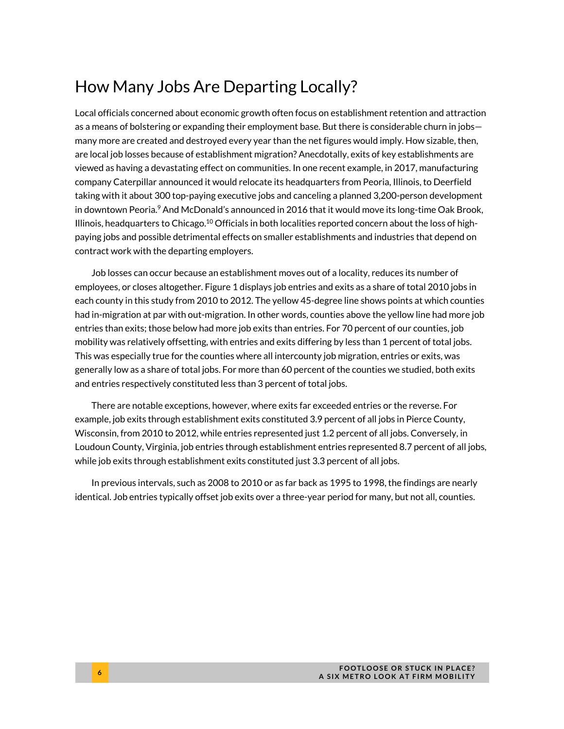## How Many Jobs Are Departing Locally?

Local officials concerned about economic growth often focus on establishment retention and attraction as a means of bolstering or expanding their employment base. But there is considerable churn in jobs—many more are created and destroyed every year than the net figures would imply. How sizable, then, are local job losses because of establishment migration? Anecdotally, exits of key establishments are viewed as having a devastating effect on communities. In one recent example, in 2017, manufacturing company Caterpillar announced it would relocate its headquarters from Peoria, Illinois, to Deerfield taking with it about 300 top-paying executive jobs and canceling a planned 3,200-person development in downtown Peoria.[9] And McDonald's announced in 2016 that it would move its long-time Oak Brook, Illinois, headquarters to Chicago.[10] Officials in both localities reported concern about the loss of high-paying jobs and possible detrimental effects on smaller establishments and industries that depend on contract work with the departing employers.

Job losses can occur because an establishment moves out of a locality, reduces its number of employees, or closes altogether. Figure 1 displays job entries and exits as a share of total 2010 jobs in each county in this study from 2010 to 2012. The yellow 45-degree line shows points at which counties had in-migration at par with out-migration. In other words, counties above the yellow line had more job entries than exits; those below had more job exits than entries. For 70 percent of our counties, job mobility was relatively offsetting, with entries and exits differing by less than 1 percent of total jobs. This was especially true for the counties where all intercounty job migration, entries or exits, was generally low as a share of total jobs. For more than 60 percent of the counties we studied, both exits and entries respectively constituted less than 3 percent of total jobs.

There are notable exceptions, however, where exits far exceeded entries or the reverse. For example, job exits through establishment exits constituted 3.9 percent of all jobs in Pierce County, Wisconsin, from 2010 to 2012, while entries represented just 1.2 percent of all jobs. Conversely, in Loudoun County, Virginia, job entries through establishment entries represented 8.7 percent of all jobs, while job exits through establishment exits constituted just 3.3 percent of all jobs.

In previous intervals, such as 2008 to 2010 or as far back as 1995 to 1998, the findings are nearly identical. Job entries typically offset job exits over a three-year period for many, but not all, counties.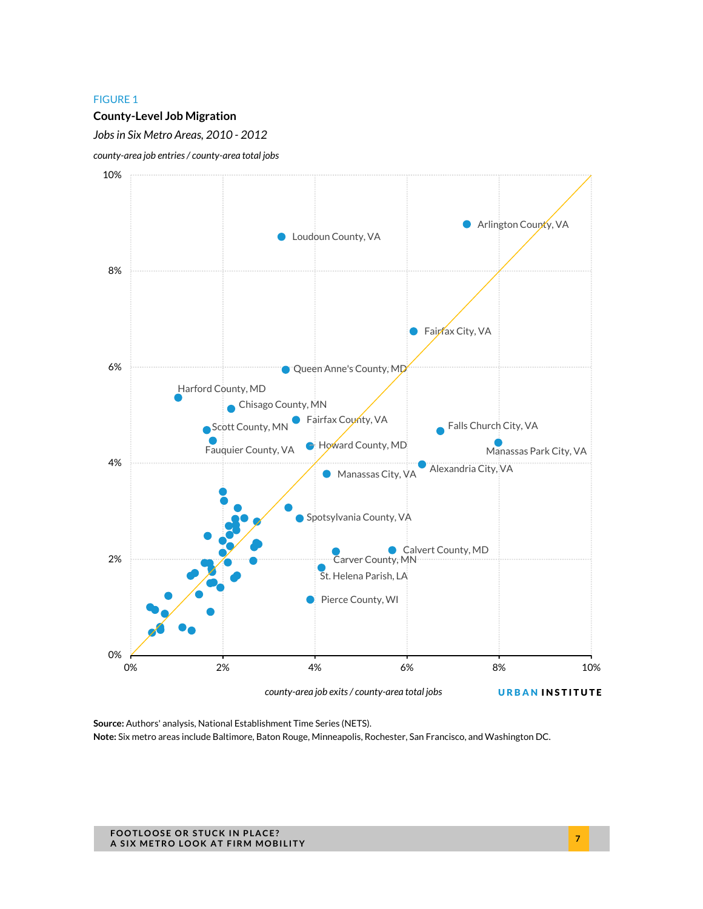FIGURE 1

**County-Level Job Migration**

*Jobs in Six Metro Areas, 2010 - 2012*

*county-area job entries / county-area total jobs*

10%

8%

6%

4%

2%

0%

Arlington County, VA

Loudoun County, VA

Fairfax City, VA

Queen Anne's County, MD

Harford County, MD

Chisago County, MN

Fairfax County, VA

Scott County, MN

Falls Church City, VA

Howard County, MD

Fauquier County, VA

Manassas Park City, VA

Alexandria City, VA

Manassas City, VA

Spotsylvania County, VA

Calvert County, MD

Carver County, MN

St. Helena Parish, LA

Pierce County, WI

0% 2% 4% 6% 8% 10%

*county-area job exits / county-area total jobs*

URBAN INSTITUTE

**Source:** Authors' analysis, National Establishment Time Series (NETS).

**Note:** Six metro areas include Baltimore, Baton Rouge, Minneapolis, Rochester, San Francisco, and Washington DC.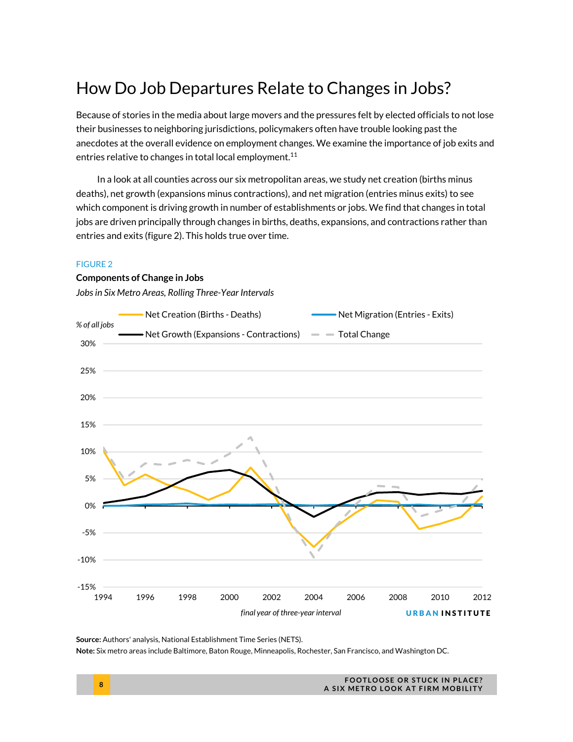# How Do Job Departures Relate to Changes in Jobs?

Because of stories in the media about large movers and the pressures felt by elected officials to not lose their businesses to neighboring jurisdictions, policymakers often have trouble looking past the anecdotes at the overall evidence on employment changes. We examine the importance of job exits and entries relative to changes in total local employment.[11]

In a look at all counties across our six metropolitan areas, we study net creation (births minus deaths), net growth (expansions minus contractions), and net migration (entries minus exits) to see which component is driving growth in number of establishments or jobs. We find that changes in total jobs are driven principally through changes in births, deaths, expansions, and contractions rather than entries and exits (figure 2). This holds true over time.

FIGURE 2

**Components of Change in Jobs**

*Jobs in Six Metro Areas, Rolling Three-Year Intervals*

**Source:** Authors' analysis, National Establishment Time Series (NETS).

**Note:** Six metro areas include Baltimore, Baton Rouge, Minneapolis, Rochester, San Francisco, and Washington DC.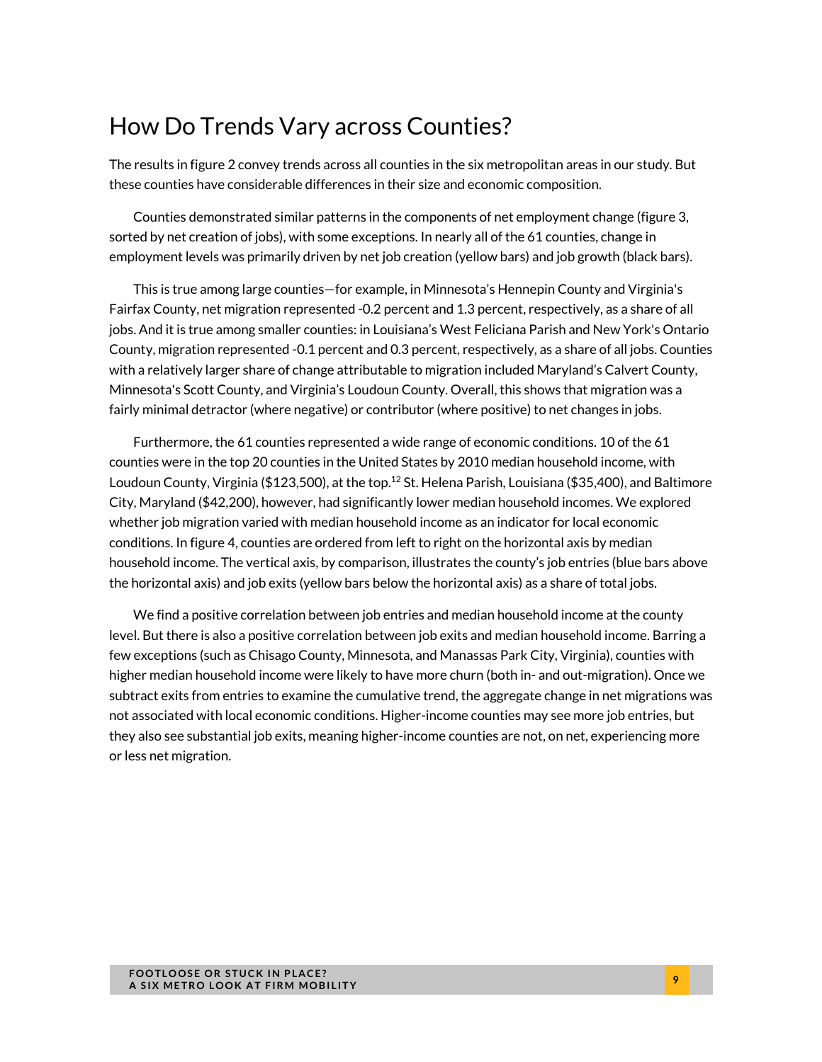## How Do Trends Vary across Counties?

The results in figure 2 convey trends across all counties in the six metropolitan areas in our study. But these counties have considerable differences in their size and economic composition.

Counties demonstrated similar patterns in the components of net employment change (figure 3, sorted by net creation of jobs), with some exceptions. In nearly all of the 61 counties, change in employment levels was primarily driven by net job creation (yellow bars) and job growth (black bars).

This is true among large counties—for example, in Minnesota's Hennepin County and Virginia's Fairfax County, net migration represented -0.2 percent and 1.3 percent, respectively, as a share of all jobs. And it is true among smaller counties: in Louisiana's West Feliciana Parish and New York's Ontario County, migration represented -0.1 percent and 0.3 percent, respectively, as a share of all jobs. Counties with a relatively larger share of change attributable to migration included Maryland's Calvert County, Minnesota's Scott County, and Virginia's Loudoun County. Overall, this shows that migration was a fairly minimal detractor (where negative) or contributor (where positive) to net changes in jobs.

Furthermore, the 61 counties represented a wide range of economic conditions. 10 of the 61 counties were in the top 20 counties in the United States by 2010 median household income, with Loudoun County, Virginia ($123,500), at the top.[12] St. Helena Parish, Louisiana ($35,400), and Baltimore City, Maryland ($42,200), however, had significantly lower median household incomes. We explored whether job migration varied with median household income as an indicator for local economic conditions. In figure 4, counties are ordered from left to right on the horizontal axis by median household income. The vertical axis, by comparison, illustrates the county's job entries (blue bars above the horizontal axis) and job exits (yellow bars below the horizontal axis) as a share of total jobs.

We find a positive correlation between job entries and median household income at the county level. But there is also a positive correlation between job exits and median household income. Barring a few exceptions (such as Chisago County, Minnesota, and Manassas Park City, Virginia), counties with higher median household income were likely to have more churn (both in- and out-migration). Once we subtract exits from entries to examine the cumulative trend, the aggregate change in net migrations was not associated with local economic conditions. Higher-income counties may see more job entries, but they also see substantial job exits, meaning higher-income counties are not, on net, experiencing more or less net migration.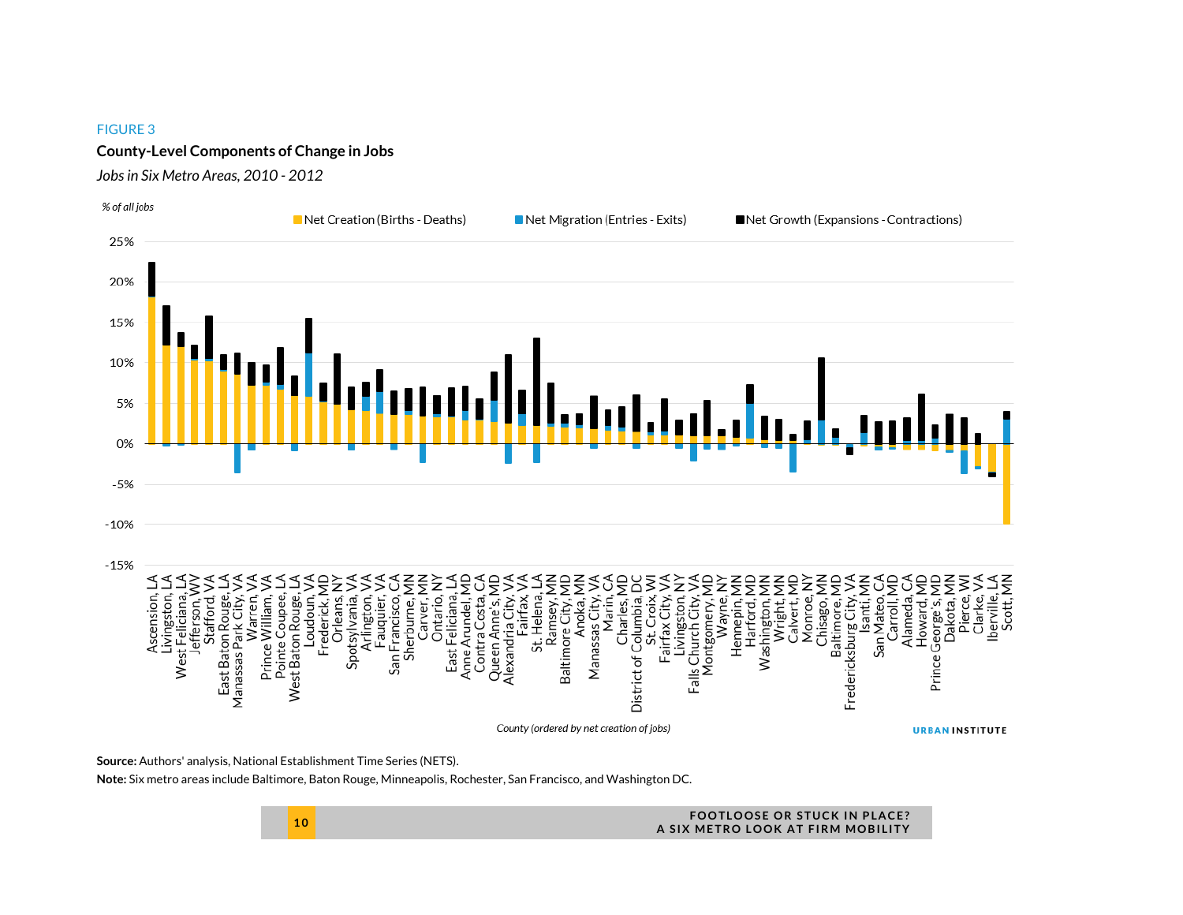FIGURE 3

**County-Level Components of Change in Jobs**

*Jobs in Six Metro Areas, 2010 - 2012*

**Source:** Authors' analysis, National Establishment Time Series (NETS).

**Note:** Six metro areas include Baltimore, Baton Rouge, Minneapolis, Rochester, San Francisco, and Washington DC.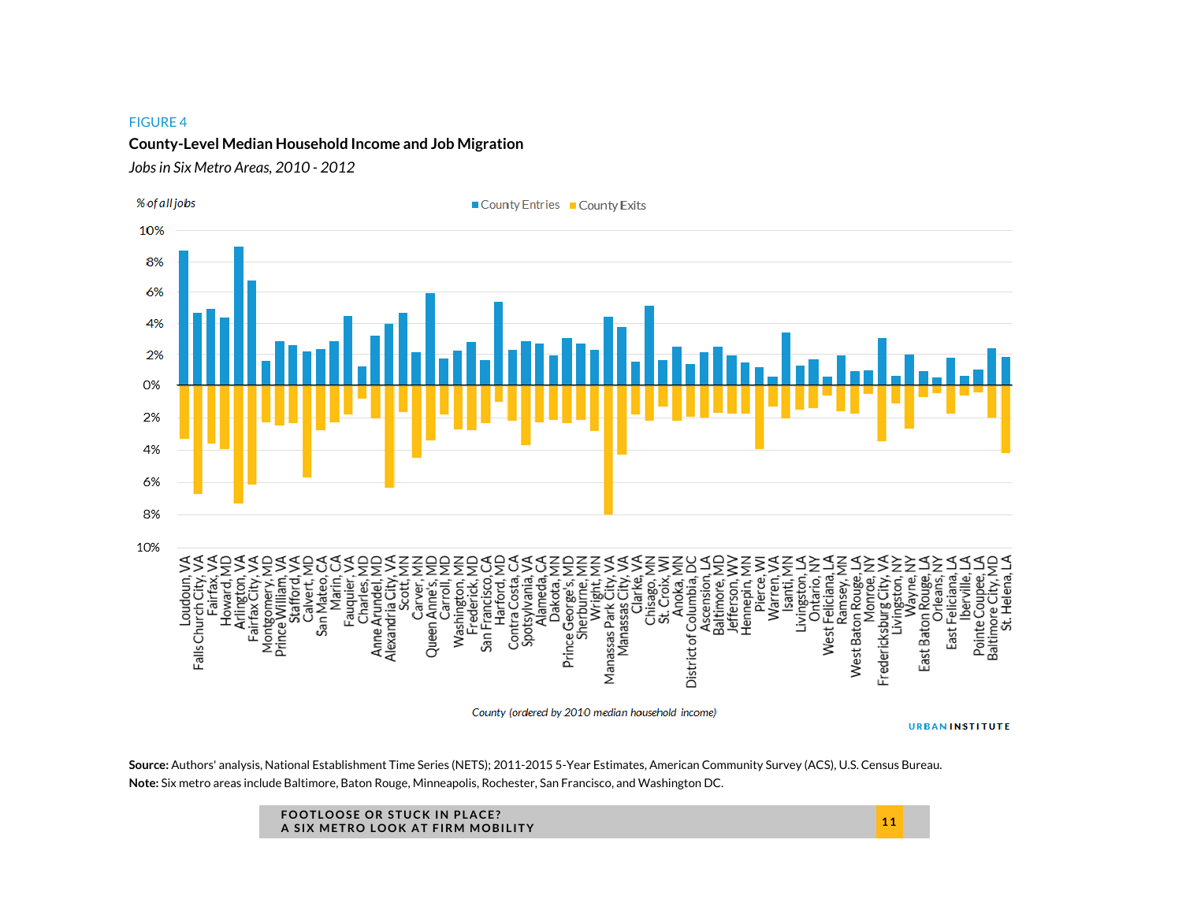FIGURE 4

**County-Level Median Household Income and Job Migration**

*Jobs in Six Metro Areas, 2010 - 2012*

% of all jobs

County Entries | County Exits

10%
8%
6%
4%
2%
0%
2%
4%
6%
8%
10%

Loudoun, VA
Falls Church City, VA
Fairfax, VA
Howard, MD
Arlington, VA
Fairfax City, VA
Montgomery, MD
Prince William, VA
Stafford, VA
Calvert, MD
San Mateo, CA
Marin, CA
Fauquier, VA
Charles, MD
Anne Arundel, MD
Alexandria City, VA
Scott, MN
Carver, MN
Queen Anne's, MD
Carroll, MD
Washington, MN
Frederick, MD
San Francisco, CA
Harford, MD
Contra Costa, CA
Spotsylvania, VA
Alameda, CA
Dakota, MN
Prince George's, MD
Sherburne, MN
Wright, MN
Manassas Park City, VA
Manassas City, VA
Clarke, VA
Chisago, MN
St. Croix, WI
Anoka, MN
District of Columbia, DC
Ascension, LA
Baltimore, MD
Jefferson, WV
Hennepin, MN
Pierce, WI
Warren, VA
Isanti, MN
Livingston, LA
Ontario, NY
West Feliciana, LA
Ramsey, MN
West Baton Rouge, LA
Monroe, NY
Fredericksburg City, VA
Livingston, NY
Wayne, NY
East Baton Rouge, LA
Orleans, NY
East Feliciana, LA
Iberville, LA
Pointe Coupee, LA
Baltimore City, MD
St. Helena, LA

*County (ordered by 2010 median household income)*

URBAN INSTITUTE

**Source:** Authors' analysis, National Establishment Time Series (NETS); 2011-2015 5-Year Estimates, American Community Survey (ACS), U.S. Census Bureau.
**Note:** Six metro areas include Baltimore, Baton Rouge, Minneapolis, Rochester, San Francisco, and Washington DC.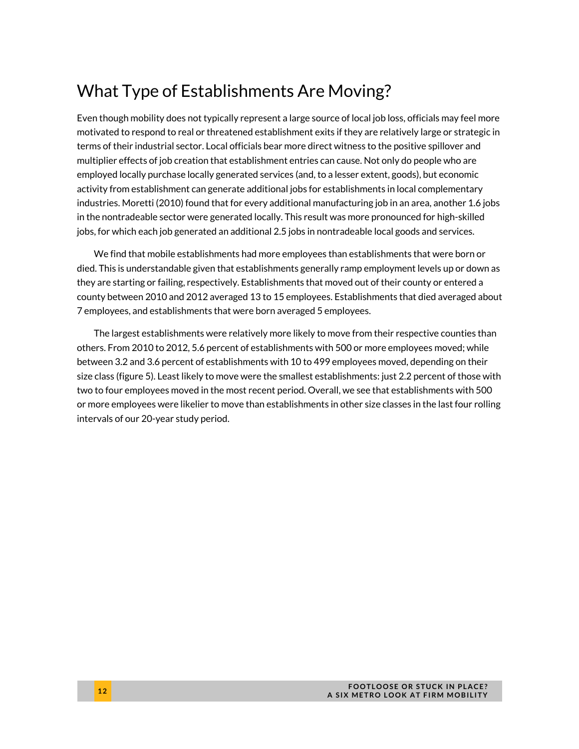## What Type of Establishments Are Moving?

Even though mobility does not typically represent a large source of local job loss, officials may feel more motivated to respond to real or threatened establishment exits if they are relatively large or strategic in terms of their industrial sector. Local officials bear more direct witness to the positive spillover and multiplier effects of job creation that establishment entries can cause. Not only do people who are employed locally purchase locally generated services (and, to a lesser extent, goods), but economic activity from establishment can generate additional jobs for establishments in local complementary industries. Moretti (2010) found that for every additional manufacturing job in an area, another 1.6 jobs in the nontradeable sector were generated locally. This result was more pronounced for high-skilled jobs, for which each job generated an additional 2.5 jobs in nontradeable local goods and services.

We find that mobile establishments had more employees than establishments that were born or died. This is understandable given that establishments generally ramp employment levels up or down as they are starting or failing, respectively. Establishments that moved out of their county or entered a county between 2010 and 2012 averaged 13 to 15 employees. Establishments that died averaged about 7 employees, and establishments that were born averaged 5 employees.

The largest establishments were relatively more likely to move from their respective counties than others. From 2010 to 2012, 5.6 percent of establishments with 500 or more employees moved; while between 3.2 and 3.6 percent of establishments with 10 to 499 employees moved, depending on their size class (figure 5). Least likely to move were the smallest establishments: just 2.2 percent of those with two to four employees moved in the most recent period. Overall, we see that establishments with 500 or more employees were likelier to move than establishments in other size classes in the last four rolling intervals of our 20-year study period.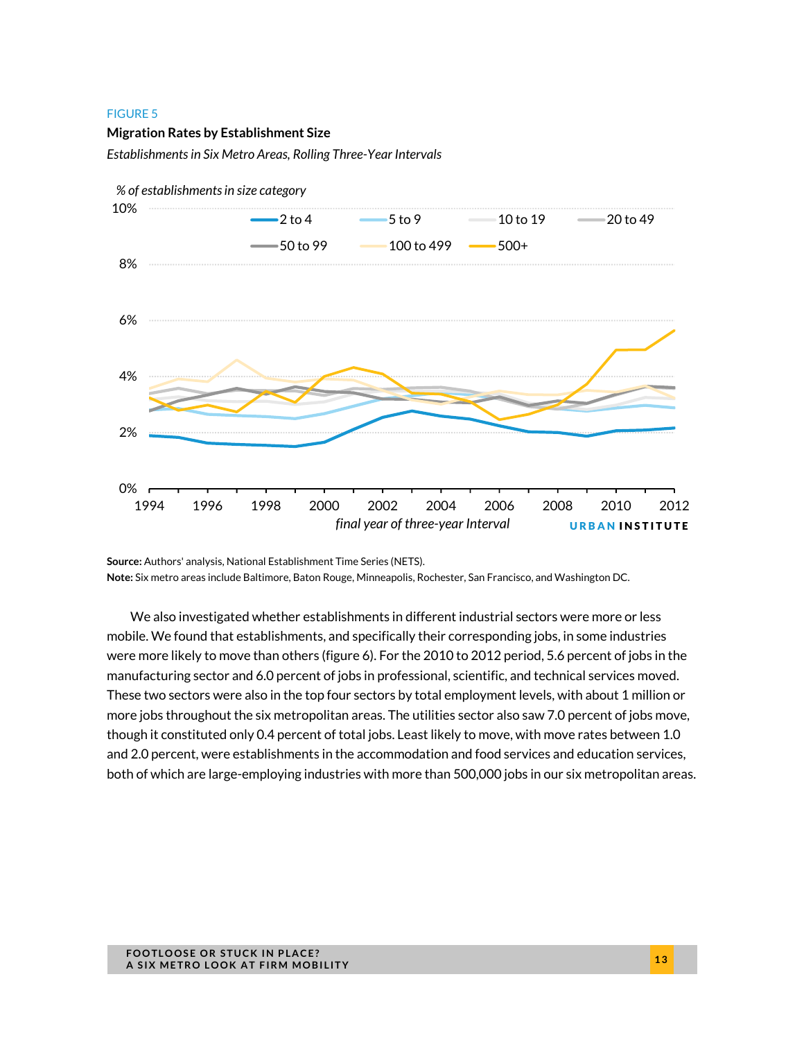FIGURE 5

**Migration Rates by Establishment Size**

*Establishments in Six Metro Areas, Rolling Three-Year Intervals*

**Source:** Authors' analysis, National Establishment Time Series (NETS).
**Note:** Six metro areas include Baltimore, Baton Rouge, Minneapolis, Rochester, San Francisco, and Washington DC.

We also investigated whether establishments in different industrial sectors were more or less mobile. We found that establishments, and specifically their corresponding jobs, in some industries were more likely to move than others (figure 6). For the 2010 to 2012 period, 5.6 percent of jobs in the manufacturing sector and 6.0 percent of jobs in professional, scientific, and technical services moved. These two sectors were also in the top four sectors by total employment levels, with about 1 million or more jobs throughout the six metropolitan areas. The utilities sector also saw 7.0 percent of jobs move, though it constituted only 0.4 percent of total jobs. Least likely to move, with move rates between 1.0 and 2.0 percent, were establishments in the accommodation and food services and education services, both of which are large-employing industries with more than 500,000 jobs in our six metropolitan areas.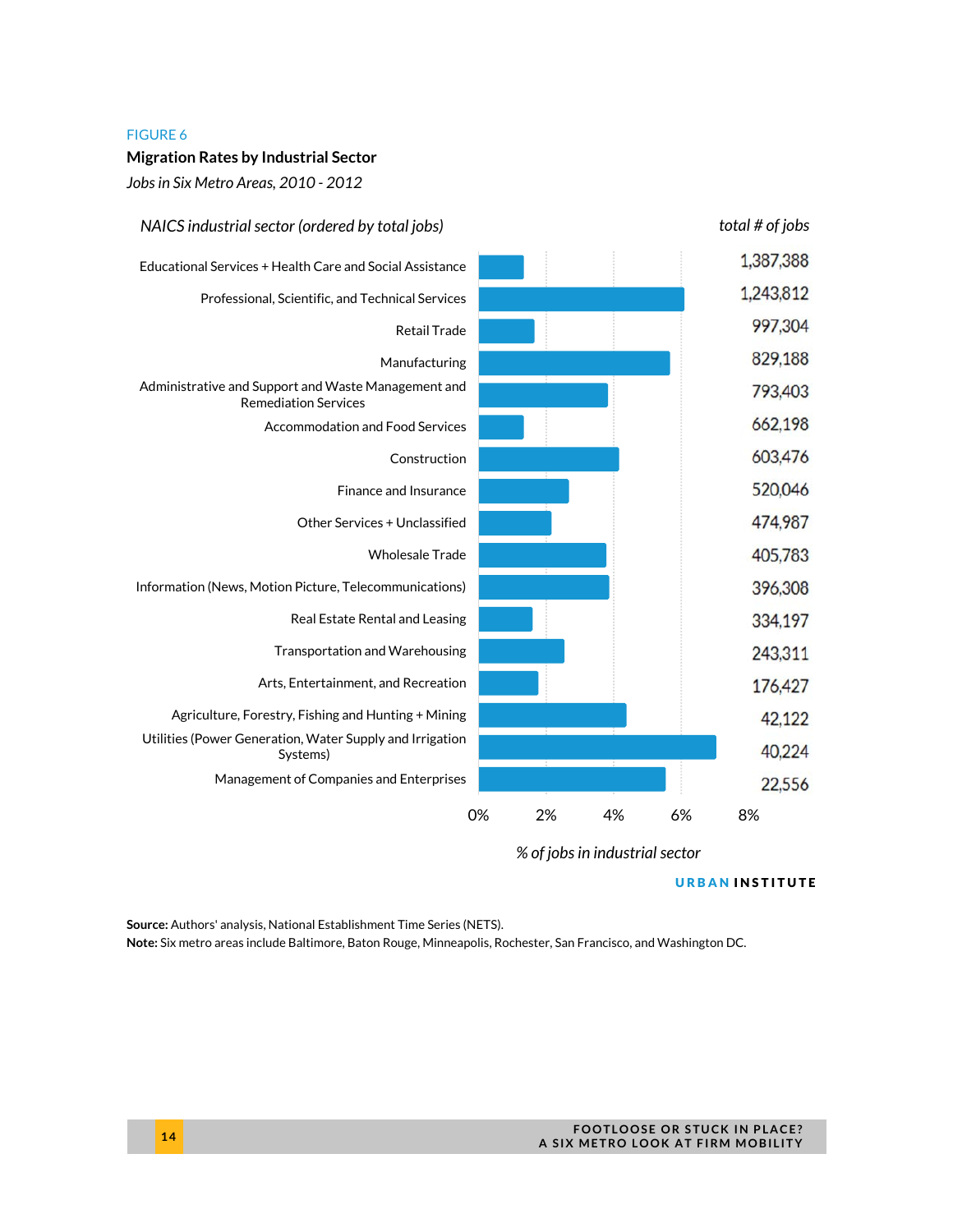FIGURE 6

**Migration Rates by Industrial Sector**

*Jobs in Six Metro Areas, 2010 - 2012*

| *NAICS industrial sector (ordered by total jobs)* | *total # of jobs* |
|---|---|
| Educational Services + Health Care and Social Assistance | 1,387,388 |
| Professional, Scientific, and Technical Services | 1,243,812 |
| Retail Trade | 997,304 |
| Manufacturing | 829,188 |
| Administrative and Support and Waste Management and Remediation Services | 793,403 |
| Accommodation and Food Services | 662,198 |
| Construction | 603,476 |
| Finance and Insurance | 520,046 |
| Other Services + Unclassified | 474,987 |
| Wholesale Trade | 405,783 |
| Information (News, Motion Picture, Telecommunications) | 396,308 |
| Real Estate Rental and Leasing | 334,197 |
| Transportation and Warehousing | 243,311 |
| Arts, Entertainment, and Recreation | 176,427 |
| Agriculture, Forestry, Fishing and Hunting + Mining | 42,122 |
| Utilities (Power Generation, Water Supply and Irrigation Systems) | 40,224 |
| Management of Companies and Enterprises | 22,556 |

0% 2% 4% 6% 8%

*% of jobs in industrial sector*

URBAN INSTITUTE

**Source:** Authors' analysis, National Establishment Time Series (NETS).
**Note:** Six metro areas include Baltimore, Baton Rouge, Minneapolis, Rochester, San Francisco, and Washington DC.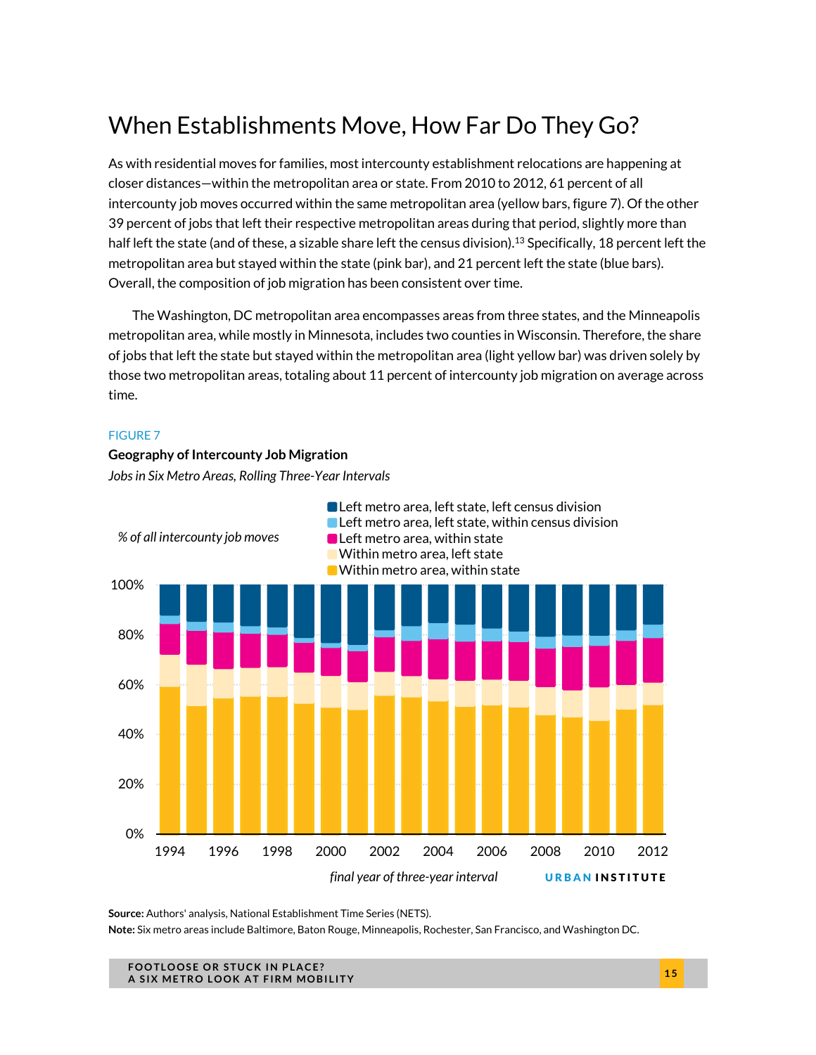## When Establishments Move, How Far Do They Go?

As with residential moves for families, most intercounty establishment relocations are happening at closer distances—within the metropolitan area or state. From 2010 to 2012, 61 percent of all intercounty job moves occurred within the same metropolitan area (yellow bars, figure 7). Of the other 39 percent of jobs that left their respective metropolitan areas during that period, slightly more than half left the state (and of these, a sizable share left the census division).[13] Specifically, 18 percent left the metropolitan area but stayed within the state (pink bar), and 21 percent left the state (blue bars). Overall, the composition of job migration has been consistent over time.

The Washington, DC metropolitan area encompasses areas from three states, and the Minneapolis metropolitan area, while mostly in Minnesota, includes two counties in Wisconsin. Therefore, the share of jobs that left the state but stayed within the metropolitan area (light yellow bar) was driven solely by those two metropolitan areas, totaling about 11 percent of intercounty job migration on average across time.

FIGURE 7

**Geography of Intercounty Job Migration**

*Jobs in Six Metro Areas, Rolling Three-Year Intervals*

**Source:** Authors' analysis, National Establishment Time Series (NETS).

**Note:** Six metro areas include Baltimore, Baton Rouge, Minneapolis, Rochester, San Francisco, and Washington DC.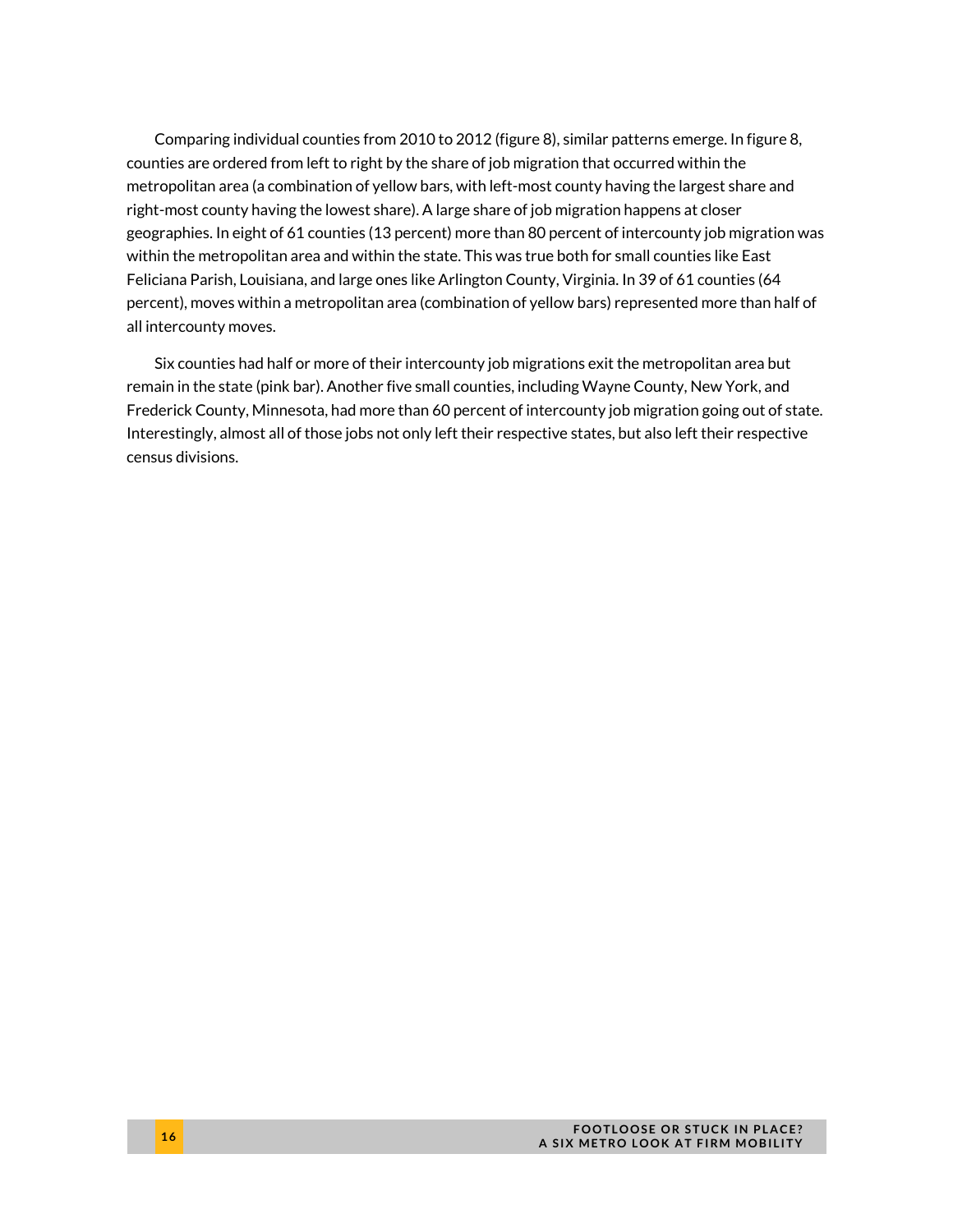Comparing individual counties from 2010 to 2012 (figure 8), similar patterns emerge. In figure 8, counties are ordered from left to right by the share of job migration that occurred within the metropolitan area (a combination of yellow bars, with left-most county having the largest share and right-most county having the lowest share). A large share of job migration happens at closer geographies. In eight of 61 counties (13 percent) more than 80 percent of intercounty job migration was within the metropolitan area and within the state. This was true both for small counties like East Feliciana Parish, Louisiana, and large ones like Arlington County, Virginia. In 39 of 61 counties (64 percent), moves within a metropolitan area (combination of yellow bars) represented more than half of all intercounty moves.

Six counties had half or more of their intercounty job migrations exit the metropolitan area but remain in the state (pink bar). Another five small counties, including Wayne County, New York, and Frederick County, Minnesota, had more than 60 percent of intercounty job migration going out of state. Interestingly, almost all of those jobs not only left their respective states, but also left their respective census divisions.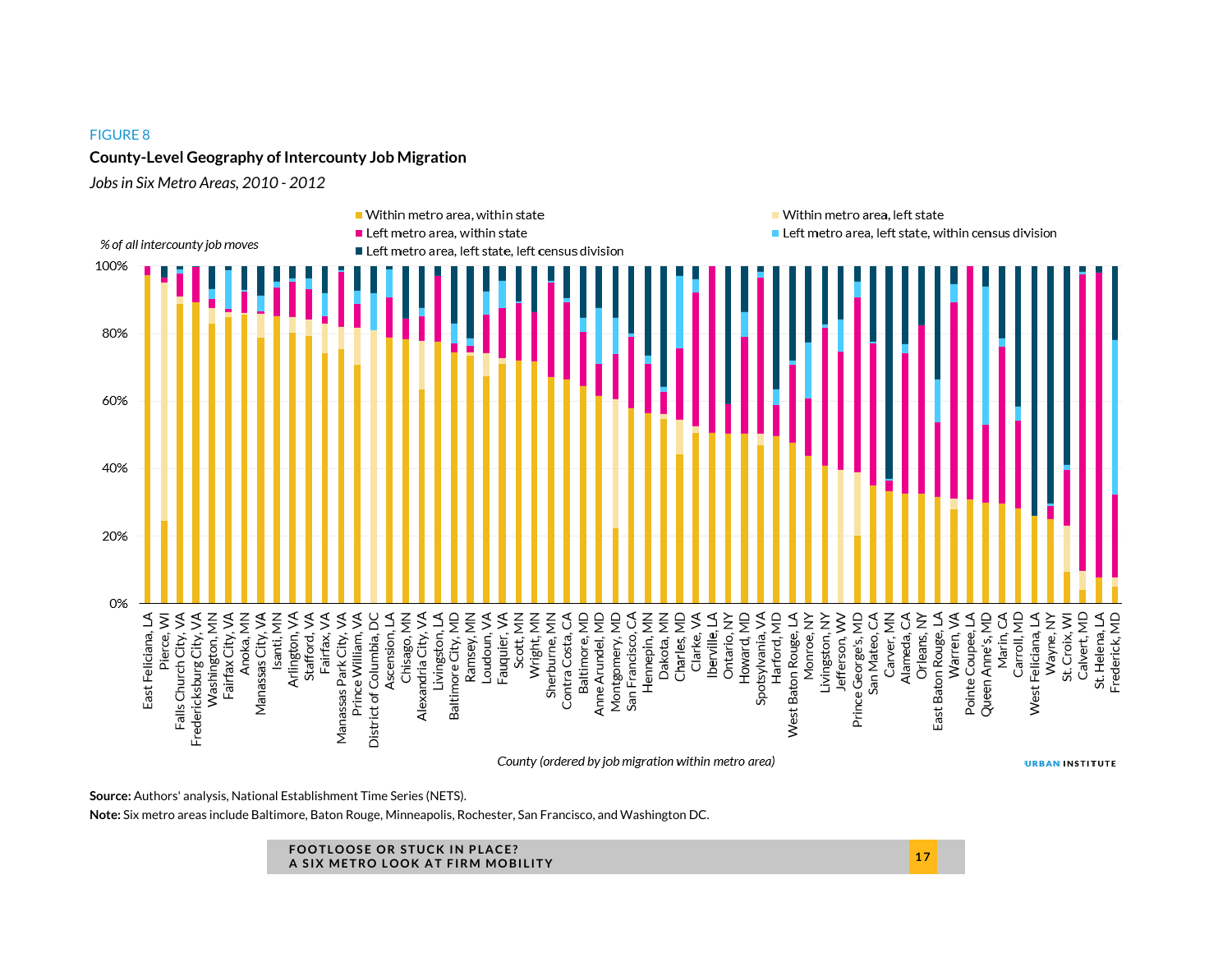FIGURE 8

**County-Level Geography of Intercounty Job Migration**

*Jobs in Six Metro Areas, 2010 - 2012*

Within metro area, within state; Within metro area, left state; Left metro area, within state; Left metro area, left state, within census division; Left metro area, left state, left census division

*% of all intercounty job moves*

*County (ordered by job migration within metro area)*

East Feliciana, LA; Pierce, WI; Falls Church City, VA; Fredericksburg City, VA; Washington, MN; Fairfax City, VA; Anoka, MN; Manassas City, VA; Isanti, MN; Arlington, VA; Stafford, VA; Fairfax, VA; Manassas Park City, VA; Prince William, VA; District of Columbia, DC; Ascension, LA; Chisago, MN; Alexandria City, VA; Livingston, LA; Baltimore City, MD; Ramsey, MN; Loudoun, VA; Fauquier, VA; Scott, MN; Wright, MN; Sherburne, MN; Contra Costa, CA; Baltimore, MD; Anne Arundel, MD; Montgomery, MD; San Francisco, CA; Hennepin, MN; Dakota, MN; Charles, MD; Clarke, VA; Iberville, LA; Ontario, NY; Howard, MD; Spotsylvania, VA; Harford, MD; West Baton Rouge, LA; Monroe, NY; Livingston, NY; Jefferson, WV; Prince George's, MD; San Mateo, CA; Carver, MN; Alameda, CA; Orleans, NY; East Baton Rouge, LA; Warren, VA; Pointe Coupee, LA; Queen Anne's, MD; Marin, CA; Carroll, MD; West Feliciana, LA; Wayne, NY; St. Croix, WI; Calvert, MD; St. Helena, LA; Frederick, MD

URBAN INSTITUTE

**Source:** Authors' analysis, National Establishment Time Series (NETS).

**Note:** Six metro areas include Baltimore, Baton Rouge, Minneapolis, Rochester, San Francisco, and Washington DC.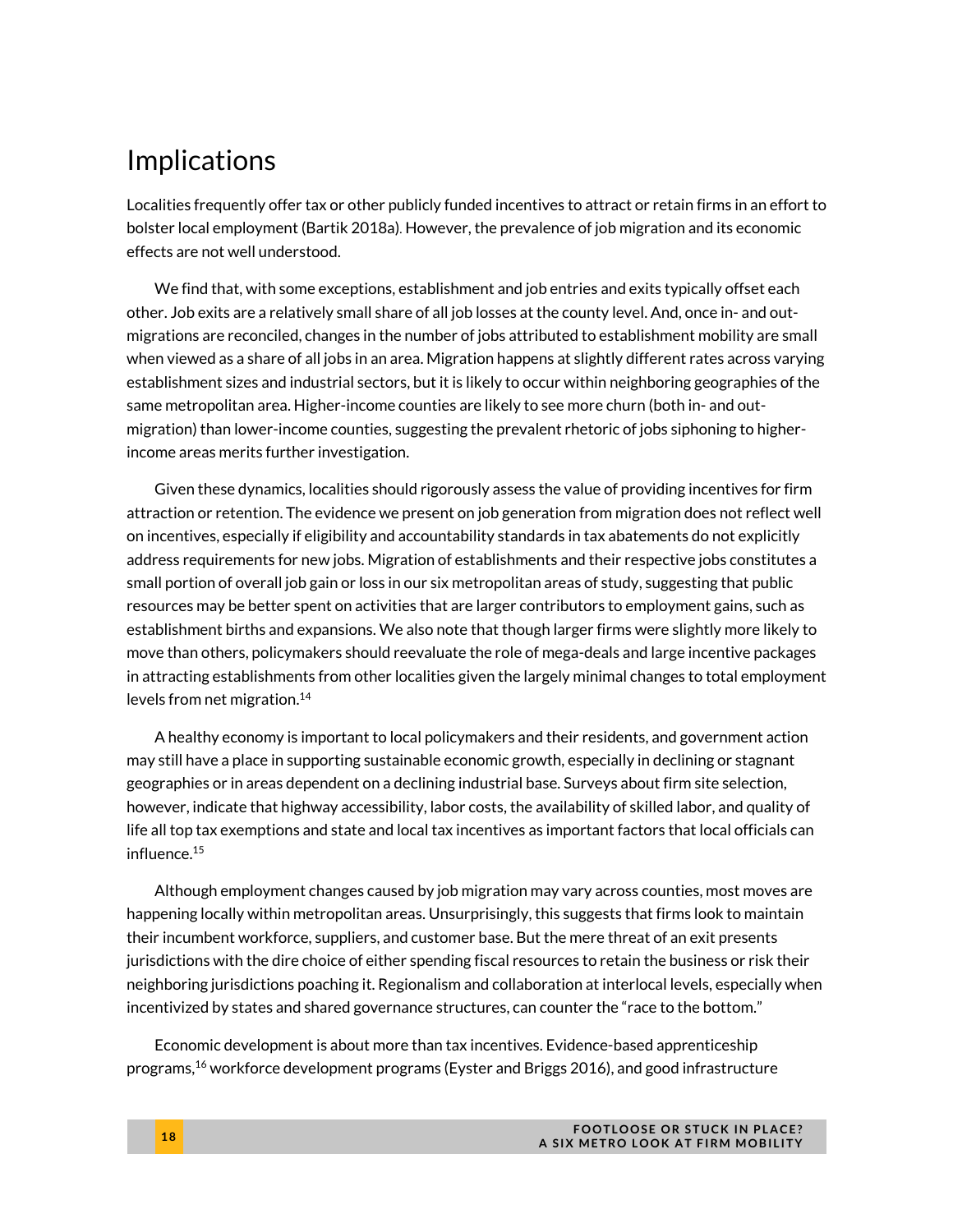## Implications

Localities frequently offer tax or other publicly funded incentives to attract or retain firms in an effort to bolster local employment (Bartik 2018a). However, the prevalence of job migration and its economic effects are not well understood.

We find that, with some exceptions, establishment and job entries and exits typically offset each other. Job exits are a relatively small share of all job losses at the county level. And, once in- and out-migrations are reconciled, changes in the number of jobs attributed to establishment mobility are small when viewed as a share of all jobs in an area. Migration happens at slightly different rates across varying establishment sizes and industrial sectors, but it is likely to occur within neighboring geographies of the same metropolitan area. Higher-income counties are likely to see more churn (both in- and out-migration) than lower-income counties, suggesting the prevalent rhetoric of jobs siphoning to higher-income areas merits further investigation.

Given these dynamics, localities should rigorously assess the value of providing incentives for firm attraction or retention. The evidence we present on job generation from migration does not reflect well on incentives, especially if eligibility and accountability standards in tax abatements do not explicitly address requirements for new jobs. Migration of establishments and their respective jobs constitutes a small portion of overall job gain or loss in our six metropolitan areas of study, suggesting that public resources may be better spent on activities that are larger contributors to employment gains, such as establishment births and expansions. We also note that though larger firms were slightly more likely to move than others, policymakers should reevaluate the role of mega-deals and large incentive packages in attracting establishments from other localities given the largely minimal changes to total employment levels from net migration.[14]

A healthy economy is important to local policymakers and their residents, and government action may still have a place in supporting sustainable economic growth, especially in declining or stagnant geographies or in areas dependent on a declining industrial base. Surveys about firm site selection, however, indicate that highway accessibility, labor costs, the availability of skilled labor, and quality of life all top tax exemptions and state and local tax incentives as important factors that local officials can influence.[15]

Although employment changes caused by job migration may vary across counties, most moves are happening locally within metropolitan areas. Unsurprisingly, this suggests that firms look to maintain their incumbent workforce, suppliers, and customer base. But the mere threat of an exit presents jurisdictions with the dire choice of either spending fiscal resources to retain the business or risk their neighboring jurisdictions poaching it. Regionalism and collaboration at interlocal levels, especially when incentivized by states and shared governance structures, can counter the "race to the bottom."

Economic development is about more than tax incentives. Evidence-based apprenticeship programs,[16] workforce development programs (Eyster and Briggs 2016), and good infrastructure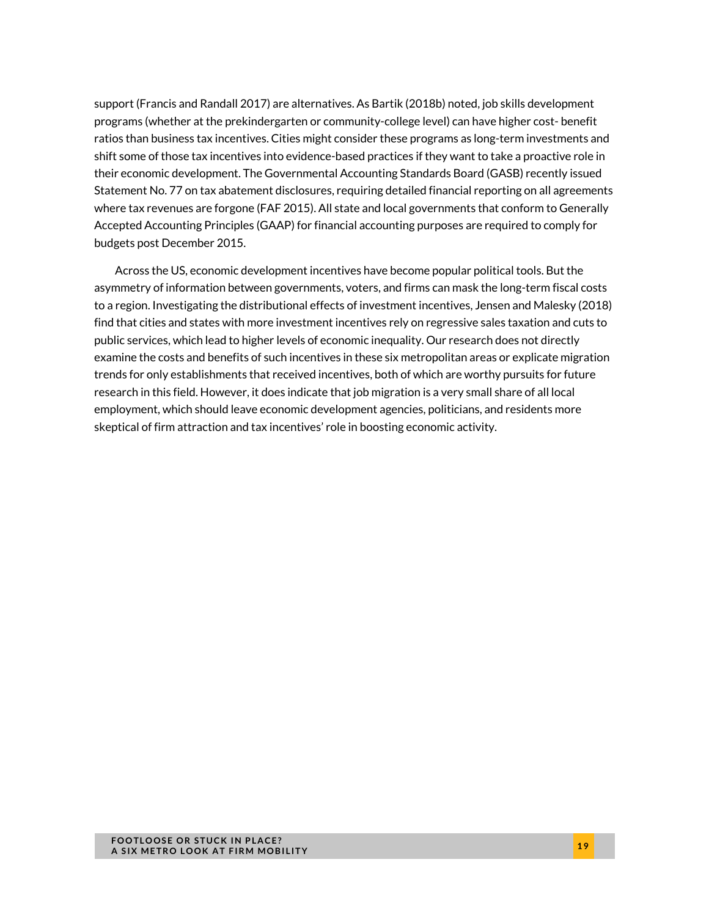support (Francis and Randall 2017) are alternatives. As Bartik (2018b) noted, job skills development programs (whether at the prekindergarten or community-college level) can have higher cost- benefit ratios than business tax incentives. Cities might consider these programs as long-term investments and shift some of those tax incentives into evidence-based practices if they want to take a proactive role in their economic development. The Governmental Accounting Standards Board (GASB) recently issued Statement No. 77 on tax abatement disclosures, requiring detailed financial reporting on all agreements where tax revenues are forgone (FAF 2015). All state and local governments that conform to Generally Accepted Accounting Principles (GAAP) for financial accounting purposes are required to comply for budgets post December 2015.

Across the US, economic development incentives have become popular political tools. But the asymmetry of information between governments, voters, and firms can mask the long-term fiscal costs to a region. Investigating the distributional effects of investment incentives, Jensen and Malesky (2018) find that cities and states with more investment incentives rely on regressive sales taxation and cuts to public services, which lead to higher levels of economic inequality. Our research does not directly examine the costs and benefits of such incentives in these six metropolitan areas or explicate migration trends for only establishments that received incentives, both of which are worthy pursuits for future research in this field. However, it does indicate that job migration is a very small share of all local employment, which should leave economic development agencies, politicians, and residents more skeptical of firm attraction and tax incentives' role in boosting economic activity.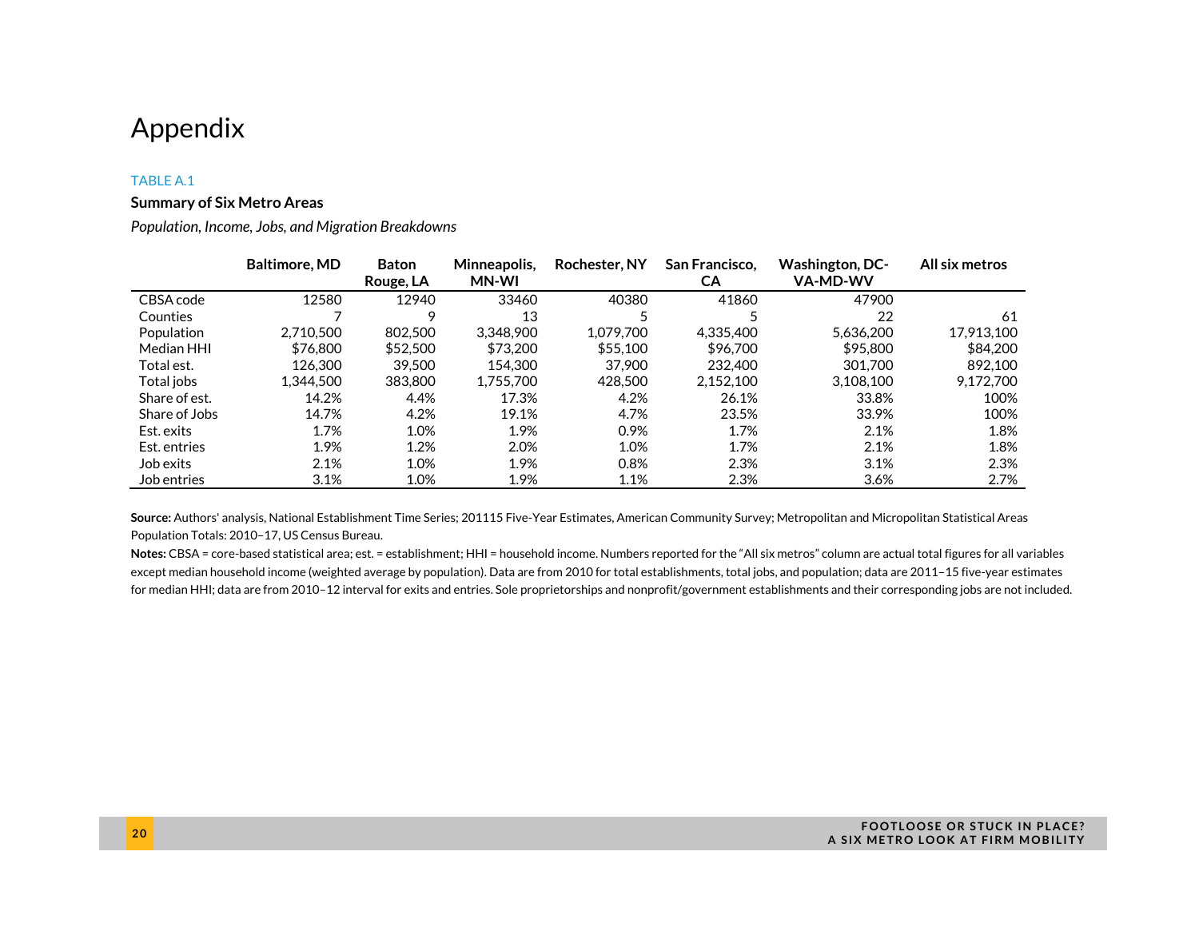# Appendix

TABLE A.1

**Summary of Six Metro Areas**

*Population, Income, Jobs, and Migration Breakdowns*

| | Baltimore, MD | Baton Rouge, LA | Minneapolis, MN-WI | Rochester, NY | San Francisco, CA | Washington, DC-VA-MD-WV | All six metros |
|---|---|---|---|---|---|---|---|
| CBSA code | 12580 | 12940 | 33460 | 40380 | 41860 | 47900 | |
| Counties | 7 | 9 | 13 | 5 | 5 | 22 | 61 |
| Population | 2,710,500 | 802,500 | 3,348,900 | 1,079,700 | 4,335,400 | 5,636,200 | 17,913,100 |
| Median HHI | $76,800 | $52,500 | $73,200 | $55,100 | $96,700 | $95,800 | $84,200 |
| Total est. | 126,300 | 39,500 | 154,300 | 37,900 | 232,400 | 301,700 | 892,100 |
| Total jobs | 1,344,500 | 383,800 | 1,755,700 | 428,500 | 2,152,100 | 3,108,100 | 9,172,700 |
| Share of est. | 14.2% | 4.4% | 17.3% | 4.2% | 26.1% | 33.8% | 100% |
| Share of Jobs | 14.7% | 4.2% | 19.1% | 4.7% | 23.5% | 33.9% | 100% |
| Est. exits | 1.7% | 1.0% | 1.9% | 0.9% | 1.7% | 2.1% | 1.8% |
| Est. entries | 1.9% | 1.2% | 2.0% | 1.0% | 1.7% | 2.1% | 1.8% |
| Job exits | 2.1% | 1.0% | 1.9% | 0.8% | 2.3% | 3.1% | 2.3% |
| Job entries | 3.1% | 1.0% | 1.9% | 1.1% | 2.3% | 3.6% | 2.7% |

**Source:** Authors' analysis, National Establishment Time Series; 201115 Five-Year Estimates, American Community Survey; Metropolitan and Micropolitan Statistical Areas Population Totals: 2010–17, US Census Bureau.

**Notes:** CBSA = core-based statistical area; est. = establishment; HHI = household income. Numbers reported for the "All six metros" column are actual total figures for all variables except median household income (weighted average by population). Data are from 2010 for total establishments, total jobs, and population; data are 2011–15 five-year estimates for median HHI; data are from 2010–12 interval for exits and entries. Sole proprietorships and nonprofit/government establishments and their corresponding jobs are not included.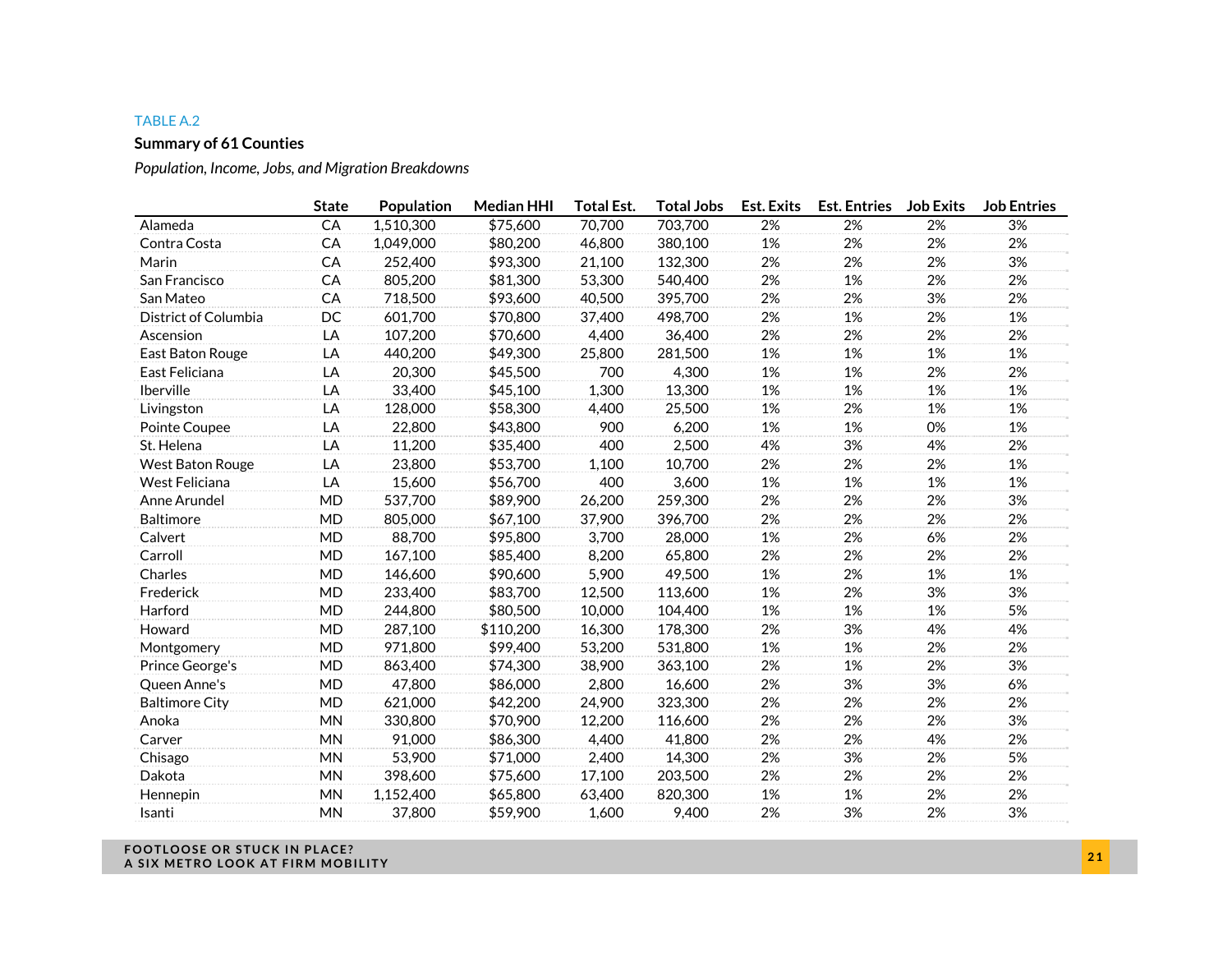TABLE A.2

**Summary of 61 Counties**

*Population, Income, Jobs, and Migration Breakdowns*

| | State | Population | Median HHI | Total Est. | Total Jobs | Est. Exits | Est. Entries | Job Exits | Job Entries |
|---|---|---|---|---|---|---|---|---|---|
| Alameda | CA | 1,510,300 | $75,600 | 70,700 | 703,700 | 2% | 2% | 2% | 3% |
| Contra Costa | CA | 1,049,000 | $80,200 | 46,800 | 380,100 | 1% | 2% | 2% | 2% |
| Marin | CA | 252,400 | $93,300 | 21,100 | 132,300 | 2% | 2% | 2% | 3% |
| San Francisco | CA | 805,200 | $81,300 | 53,300 | 540,400 | 2% | 1% | 2% | 2% |
| San Mateo | CA | 718,500 | $93,600 | 40,500 | 395,700 | 2% | 2% | 3% | 2% |
| District of Columbia | DC | 601,700 | $70,800 | 37,400 | 498,700 | 2% | 1% | 2% | 1% |
| Ascension | LA | 107,200 | $70,600 | 4,400 | 36,400 | 2% | 2% | 2% | 2% |
| East Baton Rouge | LA | 440,200 | $49,300 | 25,800 | 281,500 | 1% | 1% | 1% | 1% |
| East Feliciana | LA | 20,300 | $45,500 | 700 | 4,300 | 1% | 1% | 2% | 2% |
| Iberville | LA | 33,400 | $45,100 | 1,300 | 13,300 | 1% | 1% | 1% | 1% |
| Livingston | LA | 128,000 | $58,300 | 4,400 | 25,500 | 1% | 2% | 1% | 1% |
| Pointe Coupee | LA | 22,800 | $43,800 | 900 | 6,200 | 1% | 1% | 0% | 1% |
| St. Helena | LA | 11,200 | $35,400 | 400 | 2,500 | 4% | 3% | 4% | 2% |
| West Baton Rouge | LA | 23,800 | $53,700 | 1,100 | 10,700 | 2% | 2% | 2% | 1% |
| West Feliciana | LA | 15,600 | $56,700 | 400 | 3,600 | 1% | 1% | 1% | 1% |
| Anne Arundel | MD | 537,700 | $89,900 | 26,200 | 259,300 | 2% | 2% | 2% | 3% |
| Baltimore | MD | 805,000 | $67,100 | 37,900 | 396,700 | 2% | 2% | 2% | 2% |
| Calvert | MD | 88,700 | $95,800 | 3,700 | 28,000 | 1% | 2% | 6% | 2% |
| Carroll | MD | 167,100 | $85,400 | 8,200 | 65,800 | 2% | 2% | 2% | 2% |
| Charles | MD | 146,600 | $90,600 | 5,900 | 49,500 | 1% | 2% | 1% | 1% |
| Frederick | MD | 233,400 | $83,700 | 12,500 | 113,600 | 1% | 2% | 3% | 3% |
| Harford | MD | 244,800 | $80,500 | 10,000 | 104,400 | 1% | 1% | 1% | 5% |
| Howard | MD | 287,100 | $110,200 | 16,300 | 178,300 | 2% | 3% | 4% | 4% |
| Montgomery | MD | 971,800 | $99,400 | 53,200 | 531,800 | 1% | 1% | 2% | 2% |
| Prince George's | MD | 863,400 | $74,300 | 38,900 | 363,100 | 2% | 1% | 2% | 3% |
| Queen Anne's | MD | 47,800 | $86,000 | 2,800 | 16,600 | 2% | 3% | 3% | 6% |
| Baltimore City | MD | 621,000 | $42,200 | 24,900 | 323,300 | 2% | 2% | 2% | 2% |
| Anoka | MN | 330,800 | $70,900 | 12,200 | 116,600 | 2% | 2% | 2% | 3% |
| Carver | MN | 91,000 | $86,300 | 4,400 | 41,800 | 2% | 2% | 4% | 2% |
| Chisago | MN | 53,900 | $71,000 | 2,400 | 14,300 | 2% | 3% | 2% | 5% |
| Dakota | MN | 398,600 | $75,600 | 17,100 | 203,500 | 2% | 2% | 2% | 2% |
| Hennepin | MN | 1,152,400 | $65,800 | 63,400 | 820,300 | 1% | 1% | 2% | 2% |
| Isanti | MN | 37,800 | $59,900 | 1,600 | 9,400 | 2% | 3% | 2% | 3% |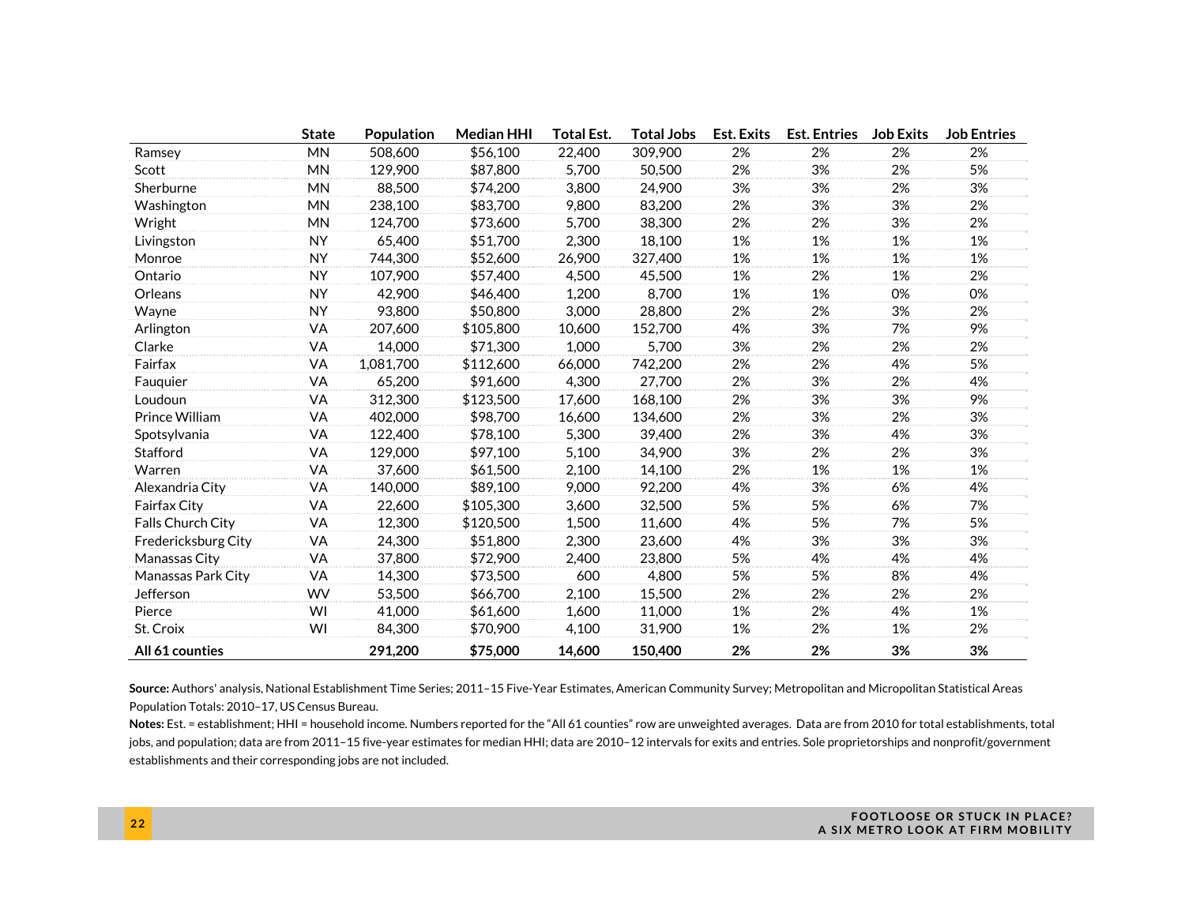| | State | Population | Median HHI | Total Est. | Total Jobs | Est. Exits | Est. Entries | Job Exits | Job Entries |
|---|---|---|---|---|---|---|---|---|---|
| Ramsey | MN | 508,600 | $56,100 | 22,400 | 309,900 | 2% | 2% | 2% | 2% |
| Scott | MN | 129,900 | $87,800 | 5,700 | 50,500 | 2% | 3% | 2% | 5% |
| Sherburne | MN | 88,500 | $74,200 | 3,800 | 24,900 | 3% | 3% | 2% | 3% |
| Washington | MN | 238,100 | $83,700 | 9,800 | 83,200 | 2% | 3% | 3% | 2% |
| Wright | MN | 124,700 | $73,600 | 5,700 | 38,300 | 2% | 2% | 3% | 2% |
| Livingston | NY | 65,400 | $51,700 | 2,300 | 18,100 | 1% | 1% | 1% | 1% |
| Monroe | NY | 744,300 | $52,600 | 26,900 | 327,400 | 1% | 1% | 1% | 1% |
| Ontario | NY | 107,900 | $57,400 | 4,500 | 45,500 | 1% | 2% | 1% | 2% |
| Orleans | NY | 42,900 | $46,400 | 1,200 | 8,700 | 1% | 1% | 0% | 0% |
| Wayne | NY | 93,800 | $50,800 | 3,000 | 28,800 | 2% | 2% | 3% | 2% |
| Arlington | VA | 207,600 | $105,800 | 10,600 | 152,700 | 4% | 3% | 7% | 9% |
| Clarke | VA | 14,000 | $71,300 | 1,000 | 5,700 | 3% | 2% | 2% | 2% |
| Fairfax | VA | 1,081,700 | $112,600 | 66,000 | 742,200 | 2% | 2% | 4% | 5% |
| Fauquier | VA | 65,200 | $91,600 | 4,300 | 27,700 | 2% | 3% | 2% | 4% |
| Loudoun | VA | 312,300 | $123,500 | 17,600 | 168,100 | 2% | 3% | 3% | 9% |
| Prince William | VA | 402,000 | $98,700 | 16,600 | 134,600 | 2% | 3% | 2% | 3% |
| Spotsylvania | VA | 122,400 | $78,100 | 5,300 | 39,400 | 2% | 3% | 4% | 3% |
| Stafford | VA | 129,000 | $97,100 | 5,100 | 34,900 | 3% | 2% | 2% | 3% |
| Warren | VA | 37,600 | $61,500 | 2,100 | 14,100 | 2% | 1% | 1% | 1% |
| Alexandria City | VA | 140,000 | $89,100 | 9,000 | 92,200 | 4% | 3% | 6% | 4% |
| Fairfax City | VA | 22,600 | $105,300 | 3,600 | 32,500 | 5% | 5% | 6% | 7% |
| Falls Church City | VA | 12,300 | $120,500 | 1,500 | 11,600 | 4% | 5% | 7% | 5% |
| Fredericksburg City | VA | 24,300 | $51,800 | 2,300 | 23,600 | 4% | 3% | 3% | 3% |
| Manassas City | VA | 37,800 | $72,900 | 2,400 | 23,800 | 5% | 4% | 4% | 4% |
| Manassas Park City | VA | 14,300 | $73,500 | 600 | 4,800 | 5% | 5% | 8% | 4% |
| Jefferson | WV | 53,500 | $66,700 | 2,100 | 15,500 | 2% | 2% | 2% | 2% |
| Pierce | WI | 41,000 | $61,600 | 1,600 | 11,000 | 1% | 2% | 4% | 1% |
| St. Croix | WI | 84,300 | $70,900 | 4,100 | 31,900 | 1% | 2% | 1% | 2% |
| **All 61 counties** | | **291,200** | **$75,000** | **14,600** | **150,400** | **2%** | **2%** | **3%** | **3%** |

**Source:** Authors' analysis, National Establishment Time Series; 2011–15 Five-Year Estimates, American Community Survey; Metropolitan and Micropolitan Statistical Areas Population Totals: 2010–17, US Census Bureau.

**Notes:** Est. = establishment; HHI = household income. Numbers reported for the "All 61 counties" row are unweighted averages. Data are from 2010 for total establishments, total jobs, and population; data are from 2011–15 five-year estimates for median HHI; data are 2010–12 intervals for exits and entries. Sole proprietorships and nonprofit/government establishments and their corresponding jobs are not included.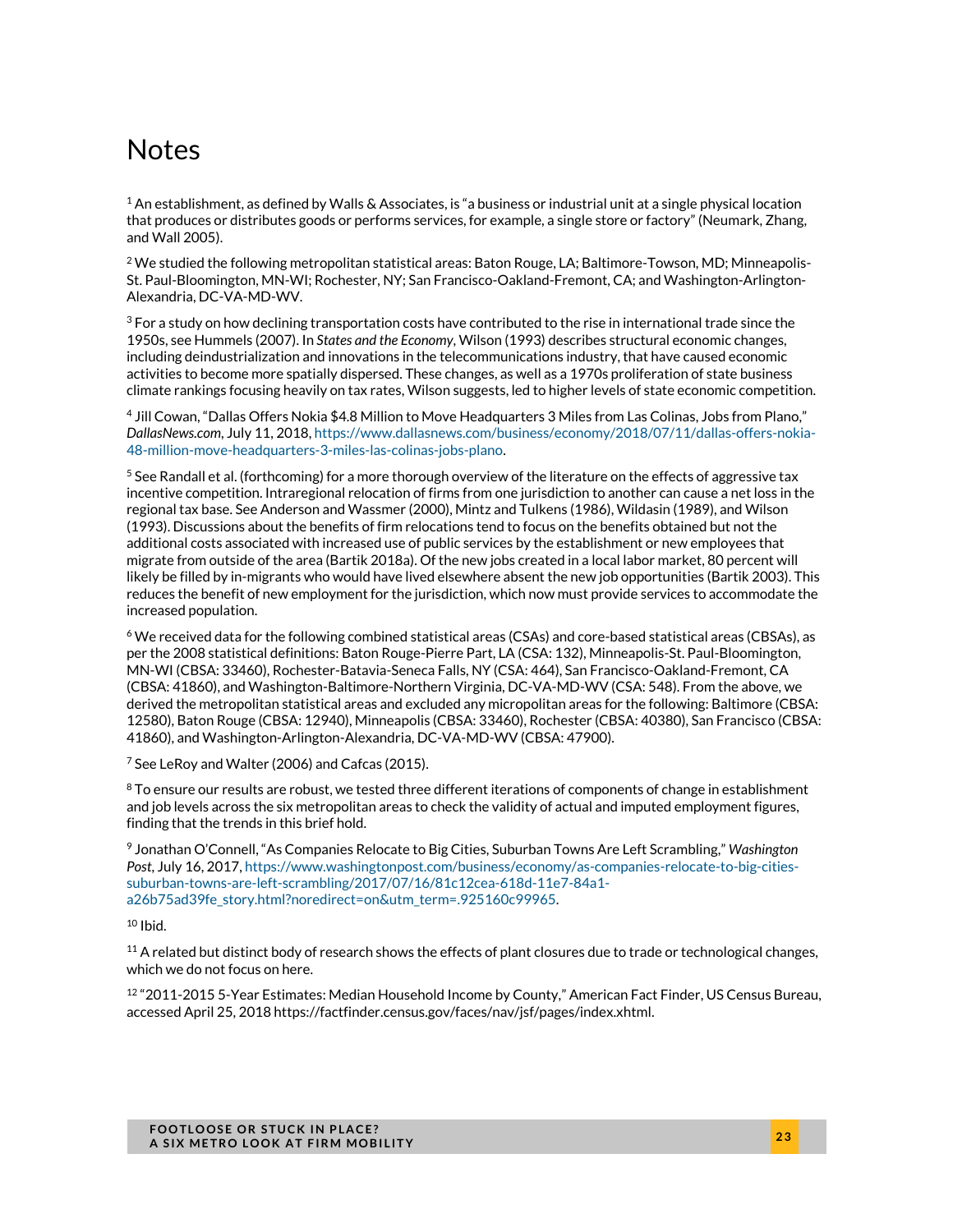# Notes

[1] An establishment, as defined by Walls & Associates, is "a business or industrial unit at a single physical location that produces or distributes goods or performs services, for example, a single store or factory" (Neumark, Zhang, and Wall 2005).

[2] We studied the following metropolitan statistical areas: Baton Rouge, LA; Baltimore-Towson, MD; Minneapolis-St. Paul-Bloomington, MN-WI; Rochester, NY; San Francisco-Oakland-Fremont, CA; and Washington-Arlington-Alexandria, DC-VA-MD-WV.

[3] For a study on how declining transportation costs have contributed to the rise in international trade since the 1950s, see Hummels (2007). In *States and the Economy*, Wilson (1993) describes structural economic changes, including deindustrialization and innovations in the telecommunications industry, that have caused economic activities to become more spatially dispersed. These changes, as well as a 1970s proliferation of state business climate rankings focusing heavily on tax rates, Wilson suggests, led to higher levels of state economic competition.

[4] Jill Cowan, "Dallas Offers Nokia $4.8 Million to Move Headquarters 3 Miles from Las Colinas, Jobs from Plano," *DallasNews.com*, July 11, 2018, https://www.dallasnews.com/business/economy/2018/07/11/dallas-offers-nokia-48-million-move-headquarters-3-miles-las-colinas-jobs-plano.

[5] See Randall et al. (forthcoming) for a more thorough overview of the literature on the effects of aggressive tax incentive competition. Intraregional relocation of firms from one jurisdiction to another can cause a net loss in the regional tax base. See Anderson and Wassmer (2000), Mintz and Tulkens (1986), Wildasin (1989), and Wilson (1993). Discussions about the benefits of firm relocations tend to focus on the benefits obtained but not the additional costs associated with increased use of public services by the establishment or new employees that migrate from outside of the area (Bartik 2018a). Of the new jobs created in a local labor market, 80 percent will likely be filled by in-migrants who would have lived elsewhere absent the new job opportunities (Bartik 2003). This reduces the benefit of new employment for the jurisdiction, which now must provide services to accommodate the increased population.

[6] We received data for the following combined statistical areas (CSAs) and core-based statistical areas (CBSAs), as per the 2008 statistical definitions: Baton Rouge-Pierre Part, LA (CSA: 132), Minneapolis-St. Paul-Bloomington, MN-WI (CBSA: 33460), Rochester-Batavia-Seneca Falls, NY (CSA: 464), San Francisco-Oakland-Fremont, CA (CBSA: 41860), and Washington-Baltimore-Northern Virginia, DC-VA-MD-WV (CSA: 548). From the above, we derived the metropolitan statistical areas and excluded any micropolitan areas for the following: Baltimore (CBSA: 12580), Baton Rouge (CBSA: 12940), Minneapolis (CBSA: 33460), Rochester (CBSA: 40380), San Francisco (CBSA: 41860), and Washington-Arlington-Alexandria, DC-VA-MD-WV (CBSA: 47900).

[7] See LeRoy and Walter (2006) and Cafcas (2015).

[8] To ensure our results are robust, we tested three different iterations of components of change in establishment and job levels across the six metropolitan areas to check the validity of actual and imputed employment figures, finding that the trends in this brief hold.

[9] Jonathan O'Connell, "As Companies Relocate to Big Cities, Suburban Towns Are Left Scrambling," *Washington Post*, July 16, 2017, https://www.washingtonpost.com/business/economy/as-companies-relocate-to-big-cities-suburban-towns-are-left-scrambling/2017/07/16/81c12cea-618d-11e7-84a1-a26b75ad39fe_story.html?noredirect=on&utm_term=.925160c99965.

[10] Ibid.

[11] A related but distinct body of research shows the effects of plant closures due to trade or technological changes, which we do not focus on here.

[12] "2011-2015 5-Year Estimates: Median Household Income by County," American Fact Finder, US Census Bureau, accessed April 25, 2018 https://factfinder.census.gov/faces/nav/jsf/pages/index.xhtml.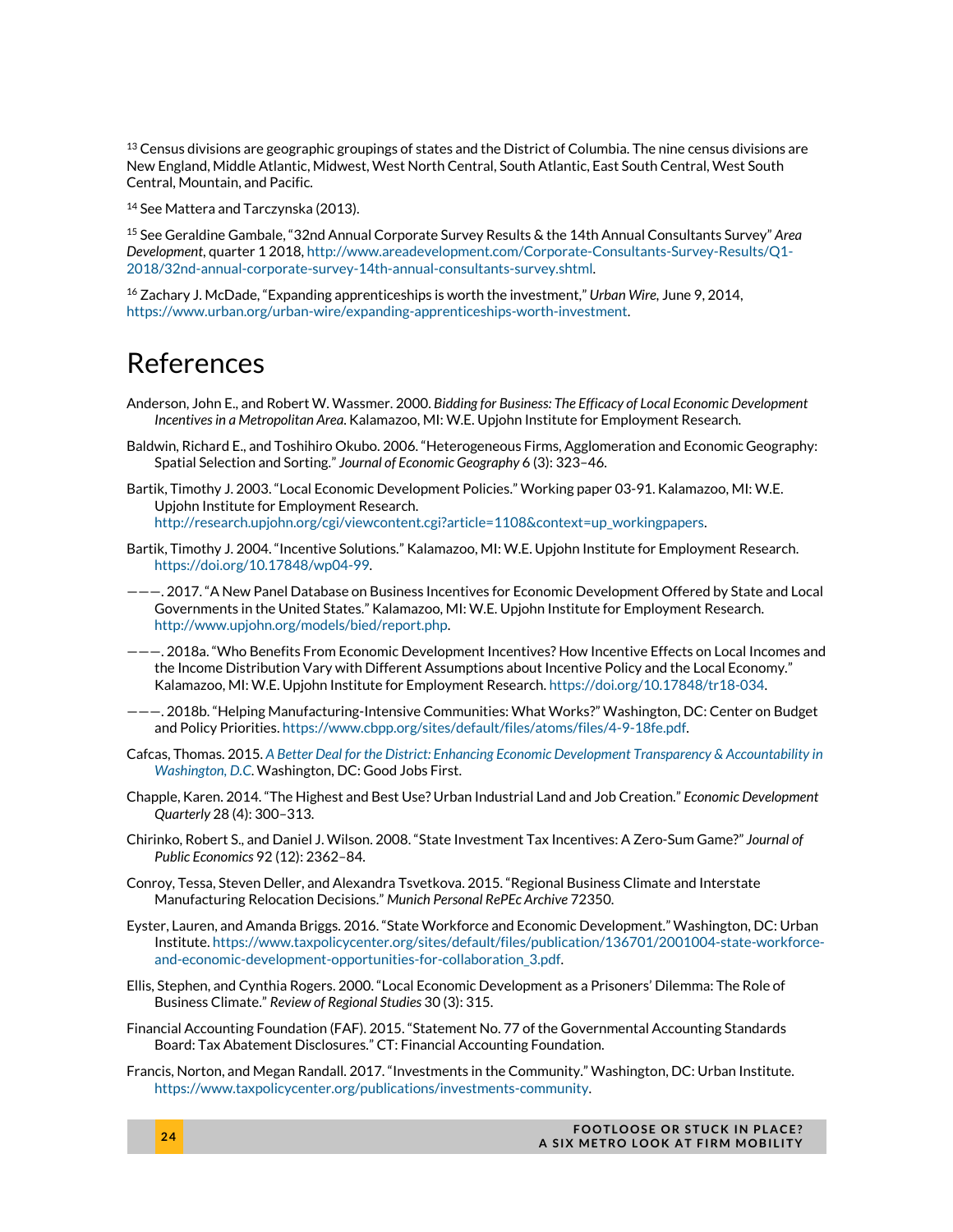[13] Census divisions are geographic groupings of states and the District of Columbia. The nine census divisions are New England, Middle Atlantic, Midwest, West North Central, South Atlantic, East South Central, West South Central, Mountain, and Pacific.

[14] See Mattera and Tarczynska (2013).

[15] See Geraldine Gambale, "32nd Annual Corporate Survey Results & the 14th Annual Consultants Survey" *Area Development*, quarter 1 2018, http://www.areadevelopment.com/Corporate-Consultants-Survey-Results/Q1-2018/32nd-annual-corporate-survey-14th-annual-consultants-survey.shtml.

[16] Zachary J. McDade, "Expanding apprenticeships is worth the investment," *Urban Wire*, June 9, 2014, https://www.urban.org/urban-wire/expanding-apprenticeships-worth-investment.

# References

Anderson, John E., and Robert W. Wassmer. 2000. *Bidding for Business: The Efficacy of Local Economic Development Incentives in a Metropolitan Area*. Kalamazoo, MI: W.E. Upjohn Institute for Employment Research.

Baldwin, Richard E., and Toshihiro Okubo. 2006. "Heterogeneous Firms, Agglomeration and Economic Geography: Spatial Selection and Sorting." *Journal of Economic Geography* 6 (3): 323–46.

Bartik, Timothy J. 2003. "Local Economic Development Policies." Working paper 03-91. Kalamazoo, MI: W.E. Upjohn Institute for Employment Research. http://research.upjohn.org/cgi/viewcontent.cgi?article=1108&context=up_workingpapers.

Bartik, Timothy J. 2004. "Incentive Solutions." Kalamazoo, MI: W.E. Upjohn Institute for Employment Research. https://doi.org/10.17848/wp04-99.

———. 2017. "A New Panel Database on Business Incentives for Economic Development Offered by State and Local Governments in the United States." Kalamazoo, MI: W.E. Upjohn Institute for Employment Research. http://www.upjohn.org/models/bied/report.php.

———. 2018a. "Who Benefits From Economic Development Incentives? How Incentive Effects on Local Incomes and the Income Distribution Vary with Different Assumptions about Incentive Policy and the Local Economy." Kalamazoo, MI: W.E. Upjohn Institute for Employment Research. https://doi.org/10.17848/tr18-034.

———. 2018b. "Helping Manufacturing-Intensive Communities: What Works?" Washington, DC: Center on Budget and Policy Priorities. https://www.cbpp.org/sites/default/files/atoms/files/4-9-18fe.pdf.

Cafcas, Thomas. 2015. *A Better Deal for the District: Enhancing Economic Development Transparency & Accountability in Washington, D.C.* Washington, DC: Good Jobs First.

Chapple, Karen. 2014. "The Highest and Best Use? Urban Industrial Land and Job Creation." *Economic Development Quarterly* 28 (4): 300–313.

Chirinko, Robert S., and Daniel J. Wilson. 2008. "State Investment Tax Incentives: A Zero-Sum Game?" *Journal of Public Economics* 92 (12): 2362–84.

Conroy, Tessa, Steven Deller, and Alexandra Tsvetkova. 2015. "Regional Business Climate and Interstate Manufacturing Relocation Decisions." *Munich Personal RePEc Archive* 72350.

Eyster, Lauren, and Amanda Briggs. 2016. "State Workforce and Economic Development." Washington, DC: Urban Institute. https://www.taxpolicycenter.org/sites/default/files/publication/136701/2001004-state-workforce-and-economic-development-opportunities-for-collaboration_3.pdf.

Ellis, Stephen, and Cynthia Rogers. 2000. "Local Economic Development as a Prisoners' Dilemma: The Role of Business Climate." *Review of Regional Studies* 30 (3): 315.

Financial Accounting Foundation (FAF). 2015. "Statement No. 77 of the Governmental Accounting Standards Board: Tax Abatement Disclosures." CT: Financial Accounting Foundation.

Francis, Norton, and Megan Randall. 2017. "Investments in the Community." Washington, DC: Urban Institute. https://www.taxpolicycenter.org/publications/investments-community.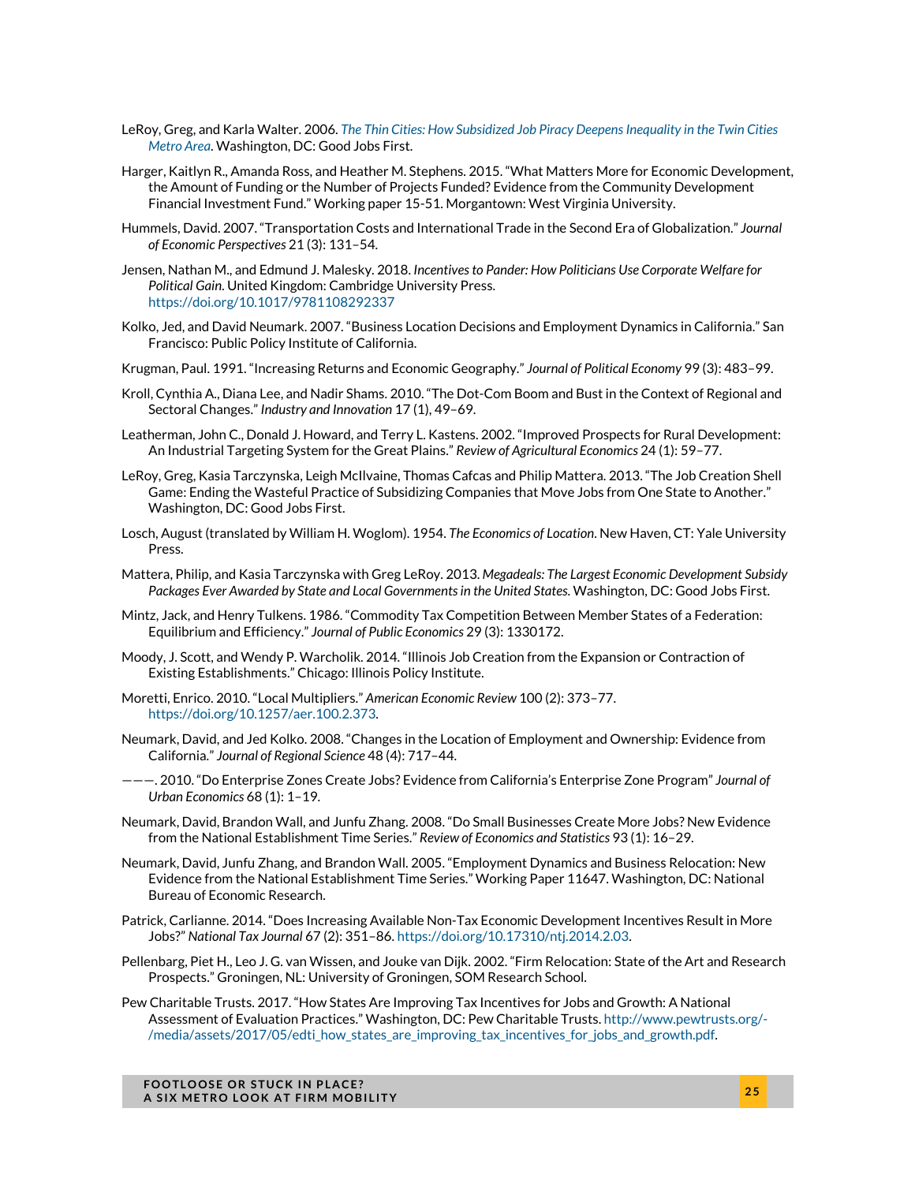LeRoy, Greg, and Karla Walter. 2006. *The Thin Cities: How Subsidized Job Piracy Deepens Inequality in the Twin Cities Metro Area*. Washington, DC: Good Jobs First.

Harger, Kaitlyn R., Amanda Ross, and Heather M. Stephens. 2015. "What Matters More for Economic Development, the Amount of Funding or the Number of Projects Funded? Evidence from the Community Development Financial Investment Fund." Working paper 15-51. Morgantown: West Virginia University.

Hummels, David. 2007. "Transportation Costs and International Trade in the Second Era of Globalization." *Journal of Economic Perspectives* 21 (3): 131–54.

Jensen, Nathan M., and Edmund J. Malesky. 2018. *Incentives to Pander: How Politicians Use Corporate Welfare for Political Gain*. United Kingdom: Cambridge University Press. https://doi.org/10.1017/9781108292337

Kolko, Jed, and David Neumark. 2007. "Business Location Decisions and Employment Dynamics in California." San Francisco: Public Policy Institute of California.

Krugman, Paul. 1991. "Increasing Returns and Economic Geography." *Journal of Political Economy* 99 (3): 483–99.

Kroll, Cynthia A., Diana Lee, and Nadir Shams. 2010. "The Dot-Com Boom and Bust in the Context of Regional and Sectoral Changes." *Industry and Innovation* 17 (1), 49–69.

Leatherman, John C., Donald J. Howard, and Terry L. Kastens. 2002. "Improved Prospects for Rural Development: An Industrial Targeting System for the Great Plains." *Review of Agricultural Economics* 24 (1): 59–77.

LeRoy, Greg, Kasia Tarczynska, Leigh McIlvaine, Thomas Cafcas and Philip Mattera. 2013. "The Job Creation Shell Game: Ending the Wasteful Practice of Subsidizing Companies that Move Jobs from One State to Another." Washington, DC: Good Jobs First.

Losch, August (translated by William H. Woglom). 1954. *The Economics of Location*. New Haven, CT: Yale University Press.

Mattera, Philip, and Kasia Tarczynska with Greg LeRoy. 2013. *Megadeals: The Largest Economic Development Subsidy Packages Ever Awarded by State and Local Governments in the United States.* Washington, DC: Good Jobs First.

Mintz, Jack, and Henry Tulkens. 1986. "Commodity Tax Competition Between Member States of a Federation: Equilibrium and Efficiency." *Journal of Public Economics* 29 (3): 1330172.

Moody, J. Scott, and Wendy P. Warcholik. 2014. "Illinois Job Creation from the Expansion or Contraction of Existing Establishments." Chicago: Illinois Policy Institute.

Moretti, Enrico. 2010. "Local Multipliers." *American Economic Review* 100 (2): 373–77. https://doi.org/10.1257/aer.100.2.373.

Neumark, David, and Jed Kolko. 2008. "Changes in the Location of Employment and Ownership: Evidence from California." *Journal of Regional Science* 48 (4): 717–44.

———. 2010. "Do Enterprise Zones Create Jobs? Evidence from California's Enterprise Zone Program" *Journal of Urban Economics* 68 (1): 1–19.

Neumark, David, Brandon Wall, and Junfu Zhang. 2008. "Do Small Businesses Create More Jobs? New Evidence from the National Establishment Time Series." *Review of Economics and Statistics* 93 (1): 16–29.

Neumark, David, Junfu Zhang, and Brandon Wall. 2005. "Employment Dynamics and Business Relocation: New Evidence from the National Establishment Time Series." Working Paper 11647. Washington, DC: National Bureau of Economic Research.

Patrick, Carlianne. 2014. "Does Increasing Available Non-Tax Economic Development Incentives Result in More Jobs?" *National Tax Journal* 67 (2): 351–86. https://doi.org/10.17310/ntj.2014.2.03.

Pellenbarg, Piet H., Leo J. G. van Wissen, and Jouke van Dijk. 2002. "Firm Relocation: State of the Art and Research Prospects." Groningen, NL: University of Groningen, SOM Research School.

Pew Charitable Trusts. 2017. "How States Are Improving Tax Incentives for Jobs and Growth: A National Assessment of Evaluation Practices." Washington, DC: Pew Charitable Trusts. http://www.pewtrusts.org/-/media/assets/2017/05/edti_how_states_are_improving_tax_incentives_for_jobs_and_growth.pdf.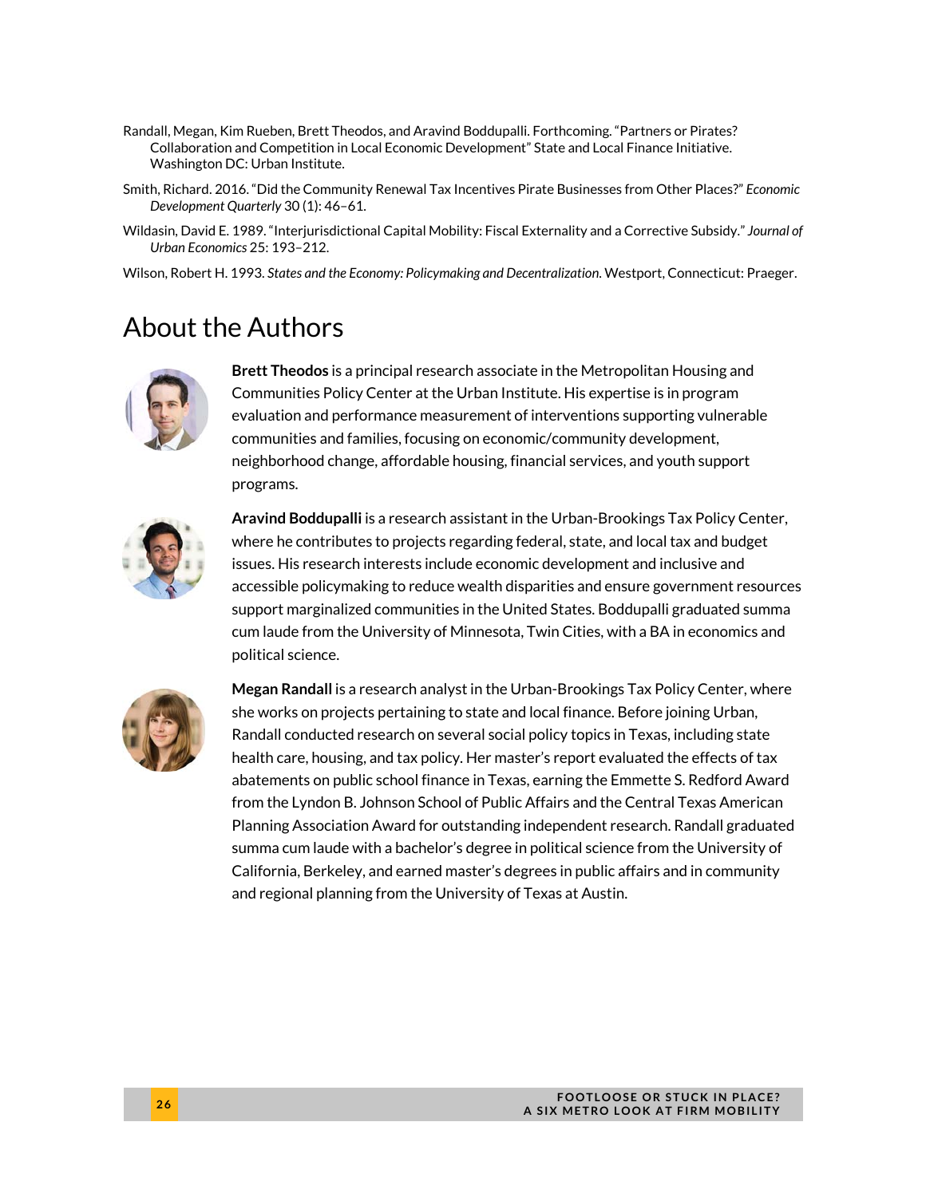Randall, Megan, Kim Rueben, Brett Theodos, and Aravind Boddupalli. Forthcoming. "Partners or Pirates? Collaboration and Competition in Local Economic Development" State and Local Finance Initiative. Washington DC: Urban Institute.

Smith, Richard. 2016. "Did the Community Renewal Tax Incentives Pirate Businesses from Other Places?" *Economic Development Quarterly* 30 (1): 46–61.

Wildasin, David E. 1989. "Interjurisdictional Capital Mobility: Fiscal Externality and a Corrective Subsidy." *Journal of Urban Economics* 25: 193–212.

Wilson, Robert H. 1993. *States and the Economy: Policymaking and Decentralization.* Westport, Connecticut: Praeger.

# About the Authors

**Brett Theodos** is a principal research associate in the Metropolitan Housing and Communities Policy Center at the Urban Institute. His expertise is in program evaluation and performance measurement of interventions supporting vulnerable communities and families, focusing on economic/community development, neighborhood change, affordable housing, financial services, and youth support programs.

**Aravind Boddupalli** is a research assistant in the Urban-Brookings Tax Policy Center, where he contributes to projects regarding federal, state, and local tax and budget issues. His research interests include economic development and inclusive and accessible policymaking to reduce wealth disparities and ensure government resources support marginalized communities in the United States. Boddupalli graduated summa cum laude from the University of Minnesota, Twin Cities, with a BA in economics and political science.

**Megan Randall** is a research analyst in the Urban-Brookings Tax Policy Center, where she works on projects pertaining to state and local finance. Before joining Urban, Randall conducted research on several social policy topics in Texas, including state health care, housing, and tax policy. Her master's report evaluated the effects of tax abatements on public school finance in Texas, earning the Emmette S. Redford Award from the Lyndon B. Johnson School of Public Affairs and the Central Texas American Planning Association Award for outstanding independent research. Randall graduated summa cum laude with a bachelor's degree in political science from the University of California, Berkeley, and earned master's degrees in public affairs and in community and regional planning from the University of Texas at Austin.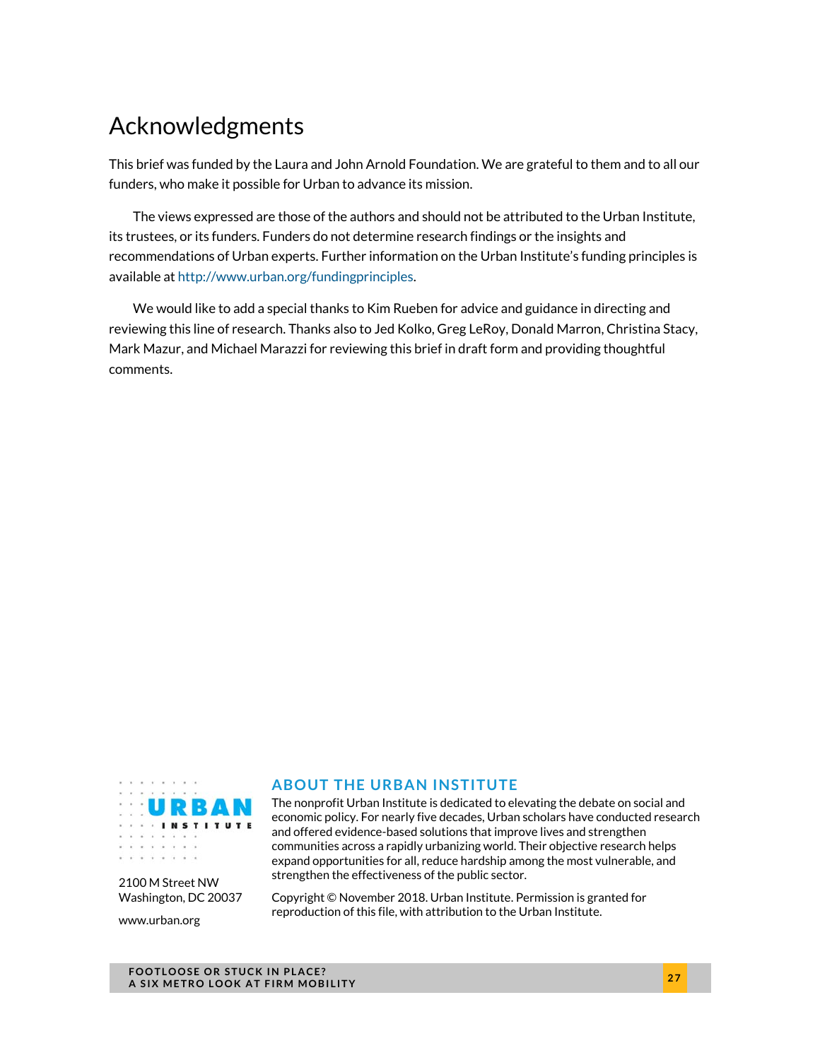# Acknowledgments

This brief was funded by the Laura and John Arnold Foundation. We are grateful to them and to all our funders, who make it possible for Urban to advance its mission.

The views expressed are those of the authors and should not be attributed to the Urban Institute, its trustees, or its funders. Funders do not determine research findings or the insights and recommendations of Urban experts. Further information on the Urban Institute's funding principles is available at http://www.urban.org/fundingprinciples.

We would like to add a special thanks to Kim Rueben for advice and guidance in directing and reviewing this line of research. Thanks also to Jed Kolko, Greg LeRoy, Donald Marron, Christina Stacy, Mark Mazur, and Michael Marazzi for reviewing this brief in draft form and providing thoughtful comments.

URBAN INSTITUTE

2100 M Street NW
Washington, DC 20037

www.urban.org

## ABOUT THE URBAN INSTITUTE

The nonprofit Urban Institute is dedicated to elevating the debate on social and economic policy. For nearly five decades, Urban scholars have conducted research and offered evidence-based solutions that improve lives and strengthen communities across a rapidly urbanizing world. Their objective research helps expand opportunities for all, reduce hardship among the most vulnerable, and strengthen the effectiveness of the public sector.

Copyright © November 2018. Urban Institute. Permission is granted for reproduction of this file, with attribution to the Urban Institute.